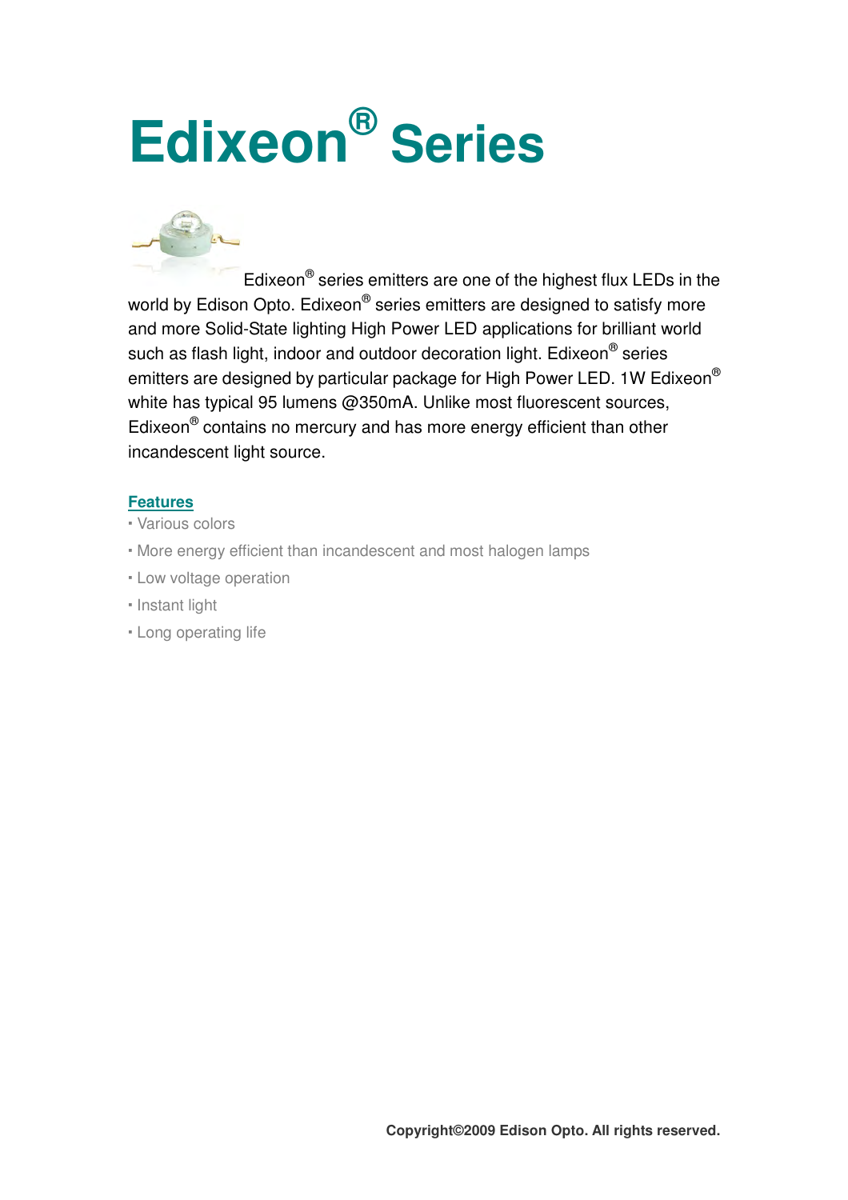# Edixeon® Series

Edixeon® series emitters are one of the highest flux LEDs in the world by Edison Opto. Edixeon® series emitters are designed to satisfy more and more Solid-State lighting High Power LED applications for brilliant world such as flash light, indoor and outdoor decoration light. Edixeon® series emitters are designed by particular package for High Power LED. 1W Edixeon® white has typical 95 lumens @350mA. Unlike most fluorescent sources, Edixeon® contains no mercury and has more energy efficient than other incandescent light source.

## Features

- Various colors
- More energy efficient than incandescent and most halogen lamps
- Low voltage operation
- Instant light
- Long operating life

**Copyright©2009 Edison Opto. All rights reserved.**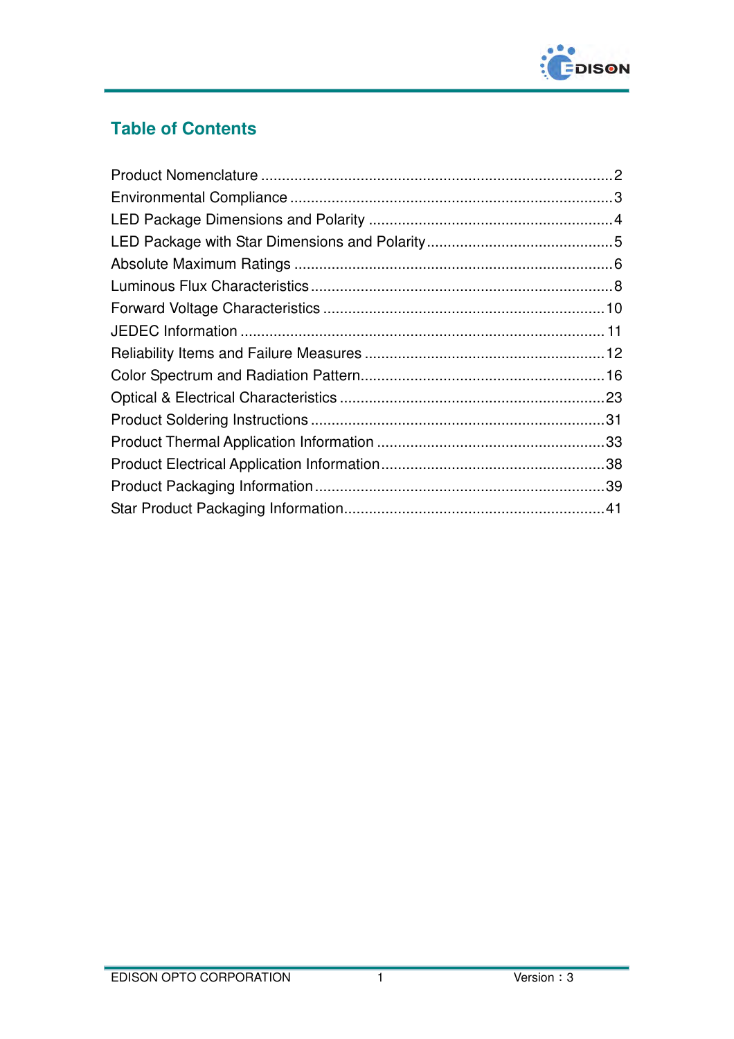## Table of Contents

Product Nomenclature ....................................................................................2
Environmental Compliance ..............................................................................3
LED Package Dimensions and Polarity ...........................................................4
LED Package with Star Dimensions and Polarity.............................................5
Absolute Maximum Ratings .............................................................................6
Luminous Flux Characteristics........................................................................8
Forward Voltage Characteristics ....................................................................10
JEDEC Information .......................................................................................11
Reliability Items and Failure Measures ..........................................................12
Color Spectrum and Radiation Pattern...........................................................16
Optical & Electrical Characteristics ................................................................23
Product Soldering Instructions .......................................................................31
Product Thermal Application Information .......................................................33
Product Electrical Application Information......................................................38
Product Packaging Information......................................................................39
Star Product Packaging Information...............................................................41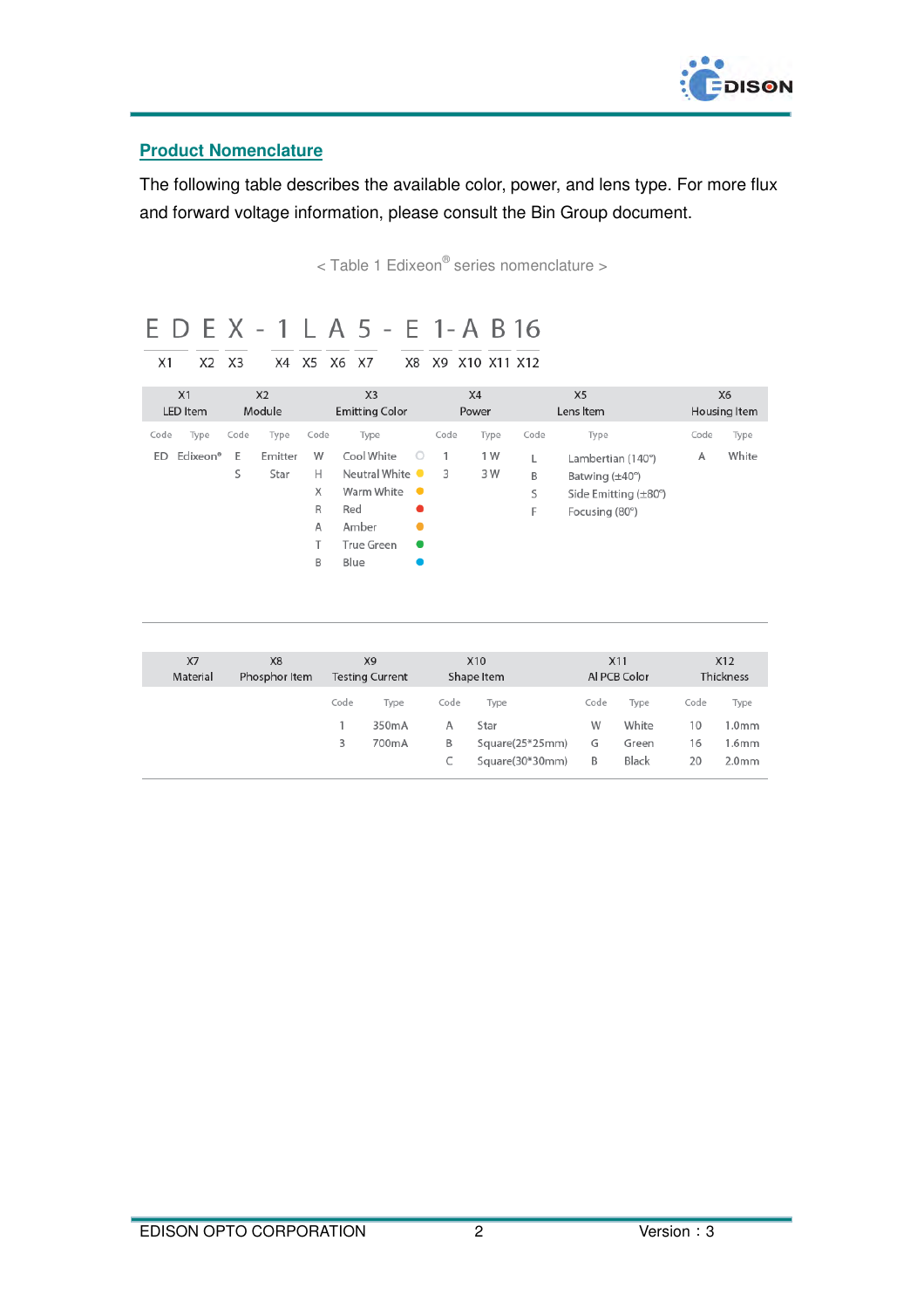## Product Nomenclature

The following table describes the available color, power, and lens type. For more flux and forward voltage information, please consult the Bin Group document.

< Table 1 Edixeon® series nomenclature >

E D E X - 1 L A 5 - E 1 - A B 16

X1 X2 X3 X4 X5 X6 X7 X8 X9 X10 X11 X12

| X1 LED Item | | X2 Module | | X3 Emitting Color | | X4 Power | | X5 Lens Item | | X6 Housing Item | |
|---|---|---|---|---|---|---|---|---|---|---|---|
| Code | Type | Code | Type | Code | Type | Code | Type | Code | Type | Code | Type |
| ED | Edixeon® | E | Emitter | W | Cool White | 1 | 1 W | L | Lambertian (140°) | A | White |
| | | S | Star | H | Neutral White | 3 | 3 W | B | Batwing (±40°) | | |
| | | | | X | Warm White | | | S | Side Emitting (±80°) | | |
| | | | | R | Red | | | F | Focusing (80°) | | |
| | | | | A | Amber | | | | | | |
| | | | | T | True Green | | | | | | |
| | | | | B | Blue | | | | | | |

| X7 Material | X8 Phosphor Item | X9 Testing Current | | X10 Shape Item | | X11 Al PCB Color | | X12 Thickness | |
|---|---|---|---|---|---|---|---|---|---|
| | | Code | Type | Code | Type | Code | Type | Code | Type |
| | | 1 | 350mA | A | Star | W | White | 10 | 1.0mm |
| | | 3 | 700mA | B | Square(25*25mm) | G | Green | 16 | 1.6mm |
| | | | | C | Square(30*30mm) | B | Black | 20 | 2.0mm |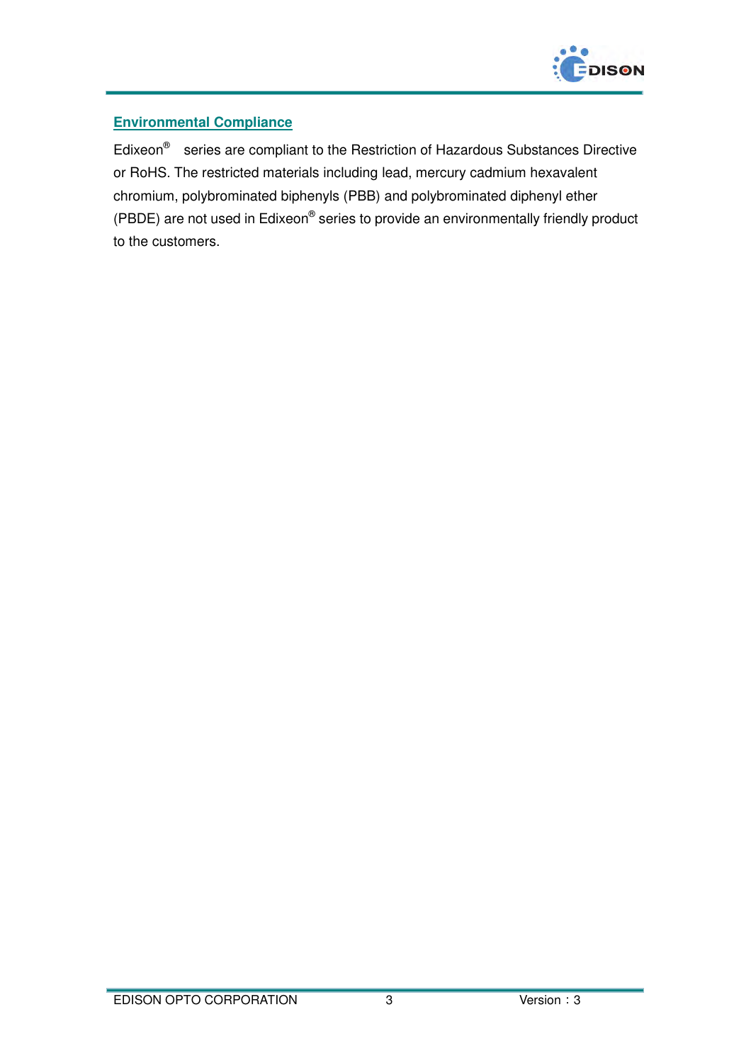## Environmental Compliance

Edixeon® series are compliant to the Restriction of Hazardous Substances Directive or RoHS. The restricted materials including lead, mercury cadmium hexavalent chromium, polybrominated biphenyls (PBB) and polybrominated diphenyl ether (PBDE) are not used in Edixeon® series to provide an environmentally friendly product to the customers.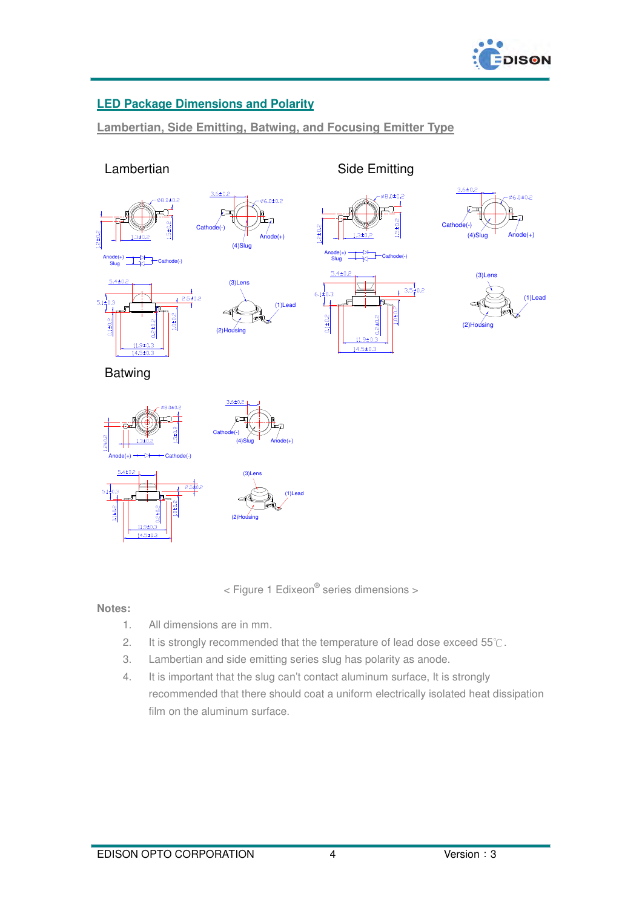## LED Package Dimensions and Polarity

### Lambertian, Side Emitting, Batwing, and Focusing Emitter Type

Lambertian

Side Emitting

Batwing

< Figure 1 Edixeon® series dimensions >

**Notes:**

1. All dimensions are in mm.
2. It is strongly recommended that the temperature of lead dose exceed 55℃.
3. Lambertian and side emitting series slug has polarity as anode.
4. It is important that the slug can't contact aluminum surface, It is strongly recommended that there should coat a uniform electrically isolated heat dissipation film on the aluminum surface.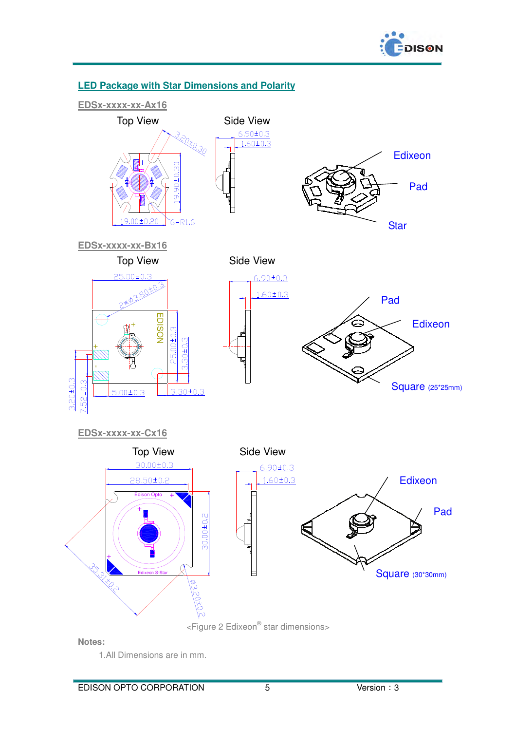## LED Package with Star Dimensions and Polarity

### EDSx-xxxx-xx-Ax16

Top View

Side View

3.20±0.30

6.90±0.3

1.60±0.3

19.90±0.30

19.00±0.20

6-R1.6

Edixeon

Pad

Star

### EDSx-xxxx-xx-Bx16

Top View

Side View

25.00±0.3

2*Ø3.80±0.3

6.90±0.3

1.60±0.3

EDISON

25.00±0.3

3.30±0.3

3.20±0.3

7.52±0.3

5.00±0.3

3.30±0.3

Pad

Edixeon

Square (25*25mm)

### EDSx-xxxx-xx-Cx16

Top View

Side View

30.00±0.3

28.50±0.2

6.90±0.3

1.60±0.3

Edison Opto

30.00±0.2

Edixeon S-Star

35.31±0.2

Ø3.20±0.2

Edixeon

Pad

Square (30*30mm)

<Figure 2 Edixeon® star dimensions>

**Notes:**

1.All Dimensions are in mm.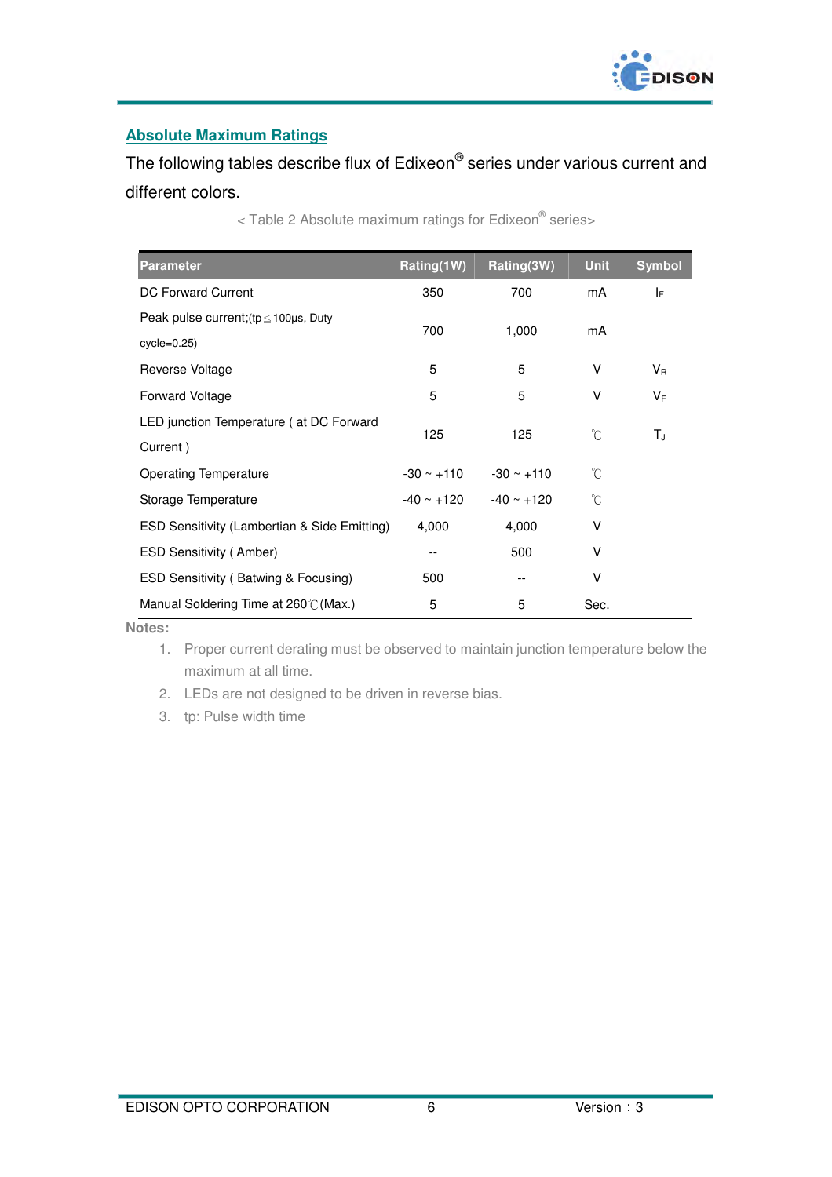## Absolute Maximum Ratings

The following tables describe flux of Edixeon® series under various current and different colors.

< Table 2 Absolute maximum ratings for Edixeon® series>

| Parameter | Rating(1W) | Rating(3W) | Unit | Symbol |
|---|---|---|---|---|
| DC Forward Current | 350 | 700 | mA | $I_F$ |
| Peak pulse current;(tp≦100μs, Duty cycle=0.25) | 700 | 1,000 | mA | |
| Reverse Voltage | 5 | 5 | V | $V_R$ |
| Forward Voltage | 5 | 5 | V | $V_F$ |
| LED junction Temperature ( at DC Forward Current ) | 125 | 125 | ℃ | $T_J$ |
| Operating Temperature | -30 ~ +110 | -30 ~ +110 | ℃ | |
| Storage Temperature | -40 ~ +120 | -40 ~ +120 | ℃ | |
| ESD Sensitivity (Lambertian & Side Emitting) | 4,000 | 4,000 | V | |
| ESD Sensitivity ( Amber) | -- | 500 | V | |
| ESD Sensitivity ( Batwing & Focusing) | 500 | -- | V | |
| Manual Soldering Time at 260℃(Max.) | 5 | 5 | Sec. | |

**Notes:**

1. Proper current derating must be observed to maintain junction temperature below the maximum at all time.
2. LEDs are not designed to be driven in reverse bias.
3. tp: Pulse width time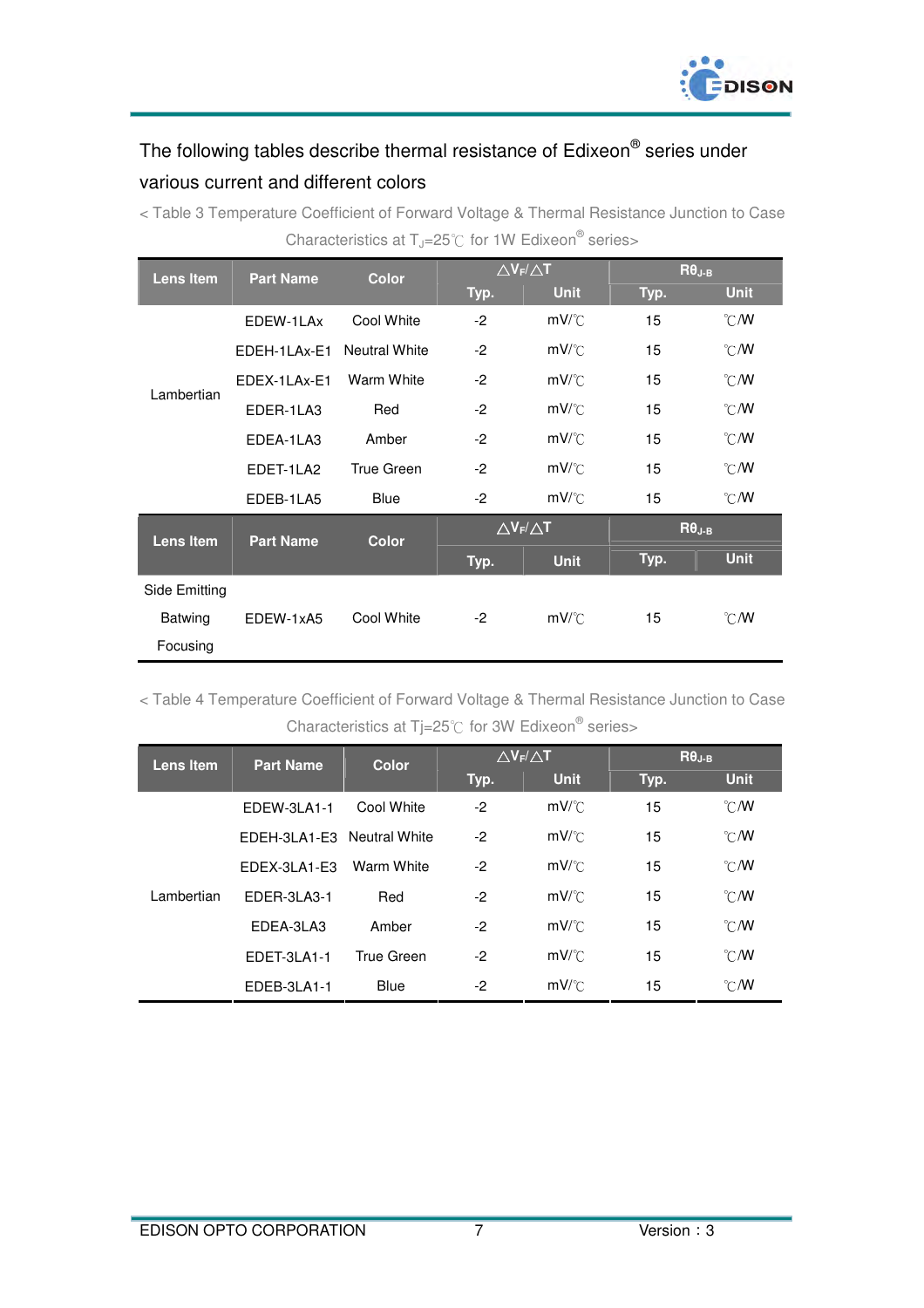The following tables describe thermal resistance of Edixeon® series under various current and different colors

< Table 3 Temperature Coefficient of Forward Voltage & Thermal Resistance Junction to Case Characteristics at $T_J$=25℃ for 1W Edixeon® series>

| Lens Item | Part Name | Color | $\triangle V_F/\triangle T$ | | $R\theta_{J-B}$ | |
|---|---|---|---|---|---|---|
| | | | Typ. | Unit | Typ. | Unit |
| Lambertian | EDEW-1LAx | Cool White | -2 | mV/℃ | 15 | ℃/W |
| | EDEH-1LAx-E1 | Neutral White | -2 | mV/℃ | 15 | ℃/W |
| | EDEX-1LAx-E1 | Warm White | -2 | mV/℃ | 15 | ℃/W |
| | EDER-1LA3 | Red | -2 | mV/℃ | 15 | ℃/W |
| | EDEA-1LA3 | Amber | -2 | mV/℃ | 15 | ℃/W |
| | EDET-1LA2 | True Green | -2 | mV/℃ | 15 | ℃/W |
| | EDEB-1LA5 | Blue | -2 | mV/℃ | 15 | ℃/W |
| **Lens Item** | **Part Name** | **Color** | **$\triangle V_F/\triangle T$** | | **$R\theta_{J-B}$** | |
| | | | **Typ.** | **Unit** | **Typ.** | **Unit** |
| Side Emitting<br>Batwing<br>Focusing | EDEW-1xA5 | Cool White | -2 | mV/℃ | 15 | ℃/W |

< Table 4 Temperature Coefficient of Forward Voltage & Thermal Resistance Junction to Case Characteristics at Tj=25℃ for 3W Edixeon® series>

| Lens Item | Part Name | Color | $\triangle V_F/\triangle T$ | | $R\theta_{J-B}$ | |
|---|---|---|---|---|---|---|
| | | | Typ. | Unit | Typ. | Unit |
| Lambertian | EDEW-3LA1-1 | Cool White | -2 | mV/℃ | 15 | ℃/W |
| | EDEH-3LA1-E3 | Neutral White | -2 | mV/℃ | 15 | ℃/W |
| | EDEX-3LA1-E3 | Warm White | -2 | mV/℃ | 15 | ℃/W |
| | EDER-3LA3-1 | Red | -2 | mV/℃ | 15 | ℃/W |
| | EDEA-3LA3 | Amber | -2 | mV/℃ | 15 | ℃/W |
| | EDET-3LA1-1 | True Green | -2 | mV/℃ | 15 | ℃/W |
| | EDEB-3LA1-1 | Blue | -2 | mV/℃ | 15 | ℃/W |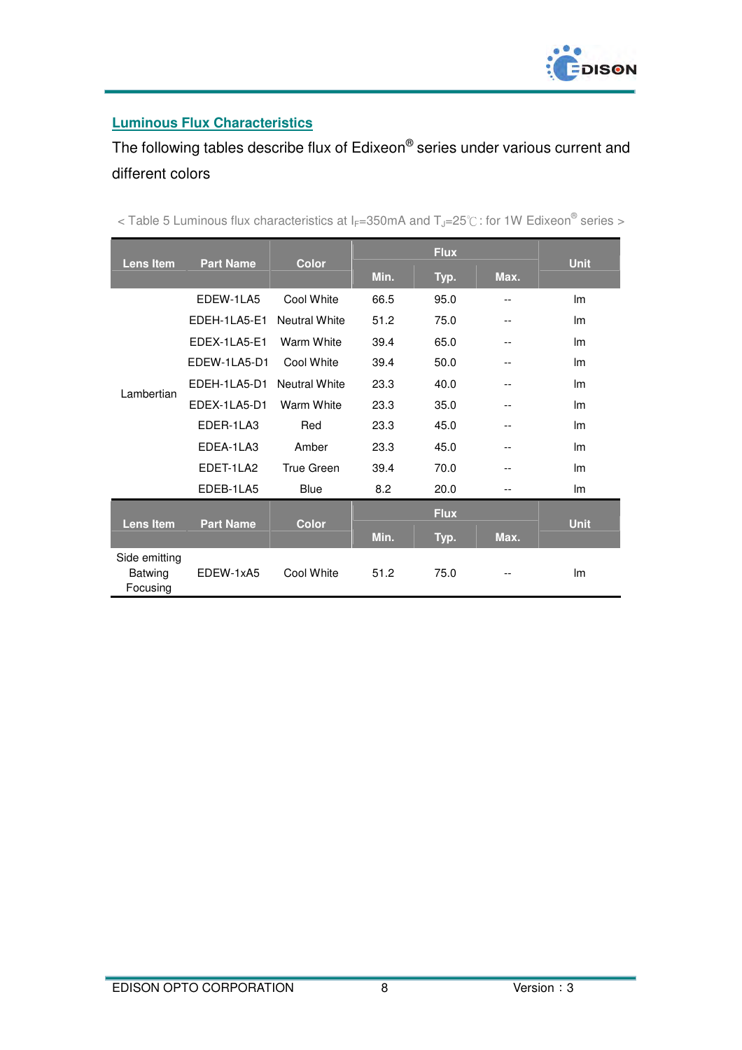## Luminous Flux Characteristics

The following tables describe flux of Edixeon® series under various current and different colors

< Table 5 Luminous flux characteristics at $I_F$=350mA and $T_J$=25℃ : for 1W Edixeon® series >

| Lens Item | Part Name | Color | Flux | | | Unit |
|---|---|---|---|---|---|---|
| | | | Min. | Typ. | Max. | |
| Lambertian | EDEW-1LA5 | Cool White | 66.5 | 95.0 | -- | lm |
| | EDEH-1LA5-E1 | Neutral White | 51.2 | 75.0 | -- | lm |
| | EDEX-1LA5-E1 | Warm White | 39.4 | 65.0 | -- | lm |
| | EDEW-1LA5-D1 | Cool White | 39.4 | 50.0 | -- | lm |
| | EDEH-1LA5-D1 | Neutral White | 23.3 | 40.0 | -- | lm |
| | EDEX-1LA5-D1 | Warm White | 23.3 | 35.0 | -- | lm |
| | EDER-1LA3 | Red | 23.3 | 45.0 | -- | lm |
| | EDEA-1LA3 | Amber | 23.3 | 45.0 | -- | lm |
| | EDET-1LA2 | True Green | 39.4 | 70.0 | -- | lm |
| | EDEB-1LA5 | Blue | 8.2 | 20.0 | -- | lm |

| Lens Item | Part Name | Color | Flux | | | Unit |
|---|---|---|---|---|---|---|
| | | | Min. | Typ. | Max. | |
| Side emitting Batwing Focusing | EDEW-1xA5 | Cool White | 51.2 | 75.0 | -- | lm |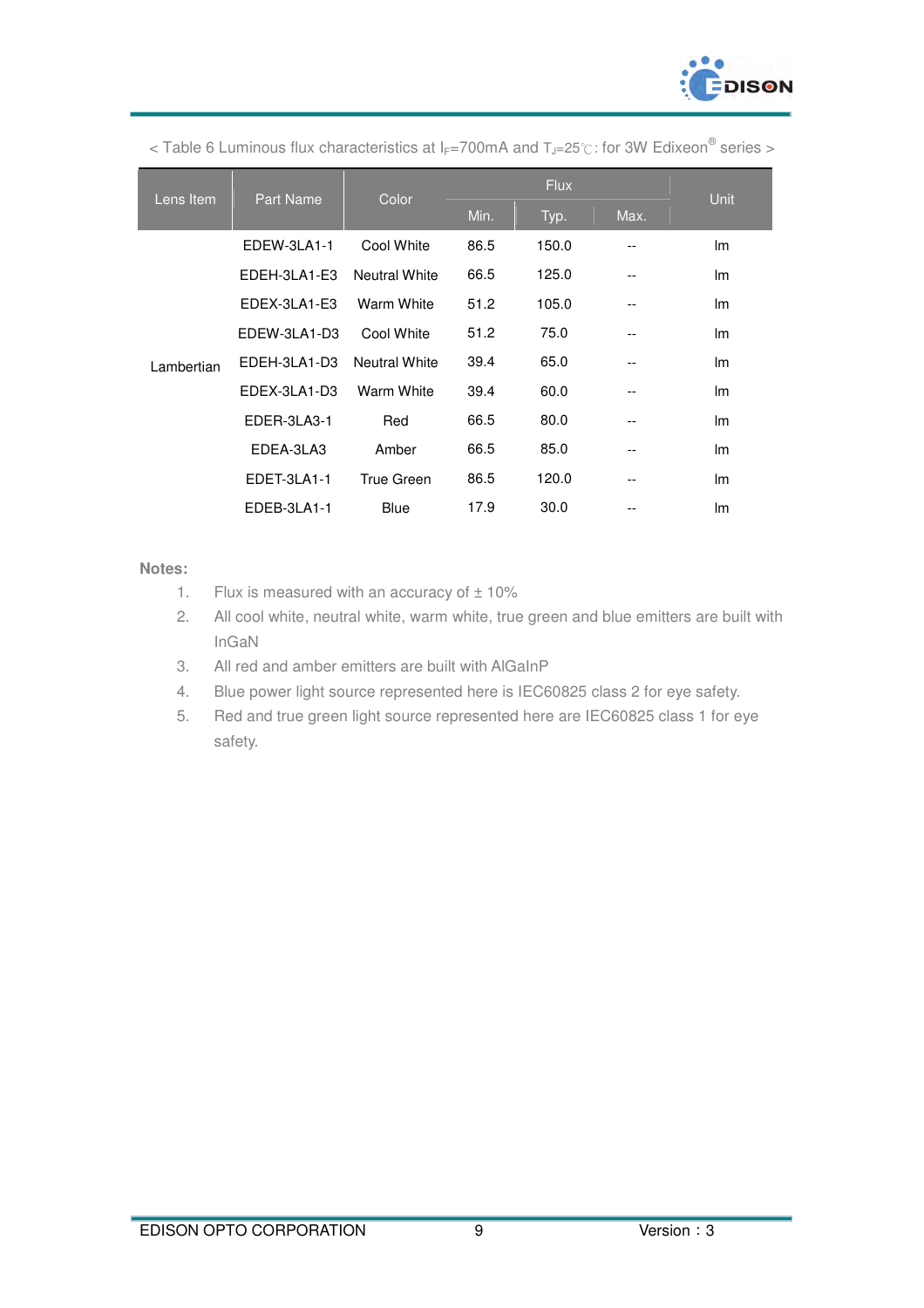< Table 6 Luminous flux characteristics at $I_F$=700mA and $T_J$=25℃: for 3W Edixeon® series >

| Lens Item | Part Name | Color | Flux | | | Unit |
|---|---|---|---|---|---|---|
| | | | Min. | Typ. | Max. | |
| Lambertian | EDEW-3LA1-1 | Cool White | 86.5 | 150.0 | -- | lm |
| | EDEH-3LA1-E3 | Neutral White | 66.5 | 125.0 | -- | lm |
| | EDEX-3LA1-E3 | Warm White | 51.2 | 105.0 | -- | lm |
| | EDEW-3LA1-D3 | Cool White | 51.2 | 75.0 | -- | lm |
| | EDEH-3LA1-D3 | Neutral White | 39.4 | 65.0 | -- | lm |
| | EDEX-3LA1-D3 | Warm White | 39.4 | 60.0 | -- | lm |
| | EDER-3LA3-1 | Red | 66.5 | 80.0 | -- | lm |
| | EDEA-3LA3 | Amber | 66.5 | 85.0 | -- | lm |
| | EDET-3LA1-1 | True Green | 86.5 | 120.0 | -- | lm |
| | EDEB-3LA1-1 | Blue | 17.9 | 30.0 | -- | lm |

**Notes:**

1. Flux is measured with an accuracy of ± 10%
2. All cool white, neutral white, warm white, true green and blue emitters are built with InGaN
3. All red and amber emitters are built with AlGaInP
4. Blue power light source represented here is IEC60825 class 2 for eye safety.
5. Red and true green light source represented here are IEC60825 class 1 for eye safety.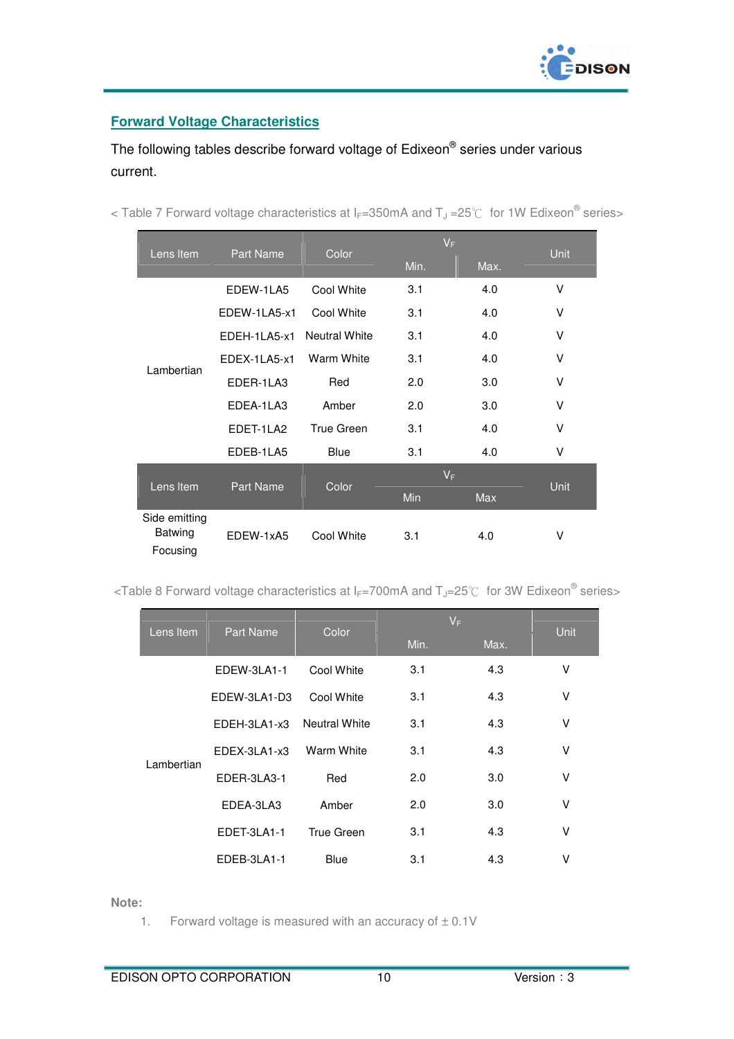## Forward Voltage Characteristics

The following tables describe forward voltage of Edixeon® series under various current.

< Table 7 Forward voltage characteristics at $I_F$=350mA and $T_J$ =25℃ for 1W Edixeon® series>

| Lens Item | Part Name | Color | $V_F$ | | Unit |
|---|---|---|---|---|---|
| | | | Min. | Max. | |
| Lambertian | EDEW-1LA5 | Cool White | 3.1 | 4.0 | V |
| | EDEW-1LA5-x1 | Cool White | 3.1 | 4.0 | V |
| | EDEH-1LA5-x1 | Neutral White | 3.1 | 4.0 | V |
| | EDEX-1LA5-x1 | Warm White | 3.1 | 4.0 | V |
| | EDER-1LA3 | Red | 2.0 | 3.0 | V |
| | EDEA-1LA3 | Amber | 2.0 | 3.0 | V |
| | EDET-1LA2 | True Green | 3.1 | 4.0 | V |
| | EDEB-1LA5 | Blue | 3.1 | 4.0 | V |

| Lens Item | Part Name | Color | $V_F$ | | Unit |
|---|---|---|---|---|---|
| | | | Min | Max | |
| Side emitting Batwing Focusing | EDEW-1xA5 | Cool White | 3.1 | 4.0 | V |

<Table 8 Forward voltage characteristics at $I_F$=700mA and $T_J$=25℃ for 3W Edixeon® series>

| Lens Item | Part Name | Color | $V_F$ | | Unit |
|---|---|---|---|---|---|
| | | | Min. | Max. | |
| Lambertian | EDEW-3LA1-1 | Cool White | 3.1 | 4.3 | V |
| | EDEW-3LA1-D3 | Cool White | 3.1 | 4.3 | V |
| | EDEH-3LA1-x3 | Neutral White | 3.1 | 4.3 | V |
| | EDEX-3LA1-x3 | Warm White | 3.1 | 4.3 | V |
| | EDER-3LA3-1 | Red | 2.0 | 3.0 | V |
| | EDEA-3LA3 | Amber | 2.0 | 3.0 | V |
| | EDET-3LA1-1 | True Green | 3.1 | 4.3 | V |
| | EDEB-3LA1-1 | Blue | 3.1 | 4.3 | V |

**Note:**

1. Forward voltage is measured with an accuracy of ± 0.1V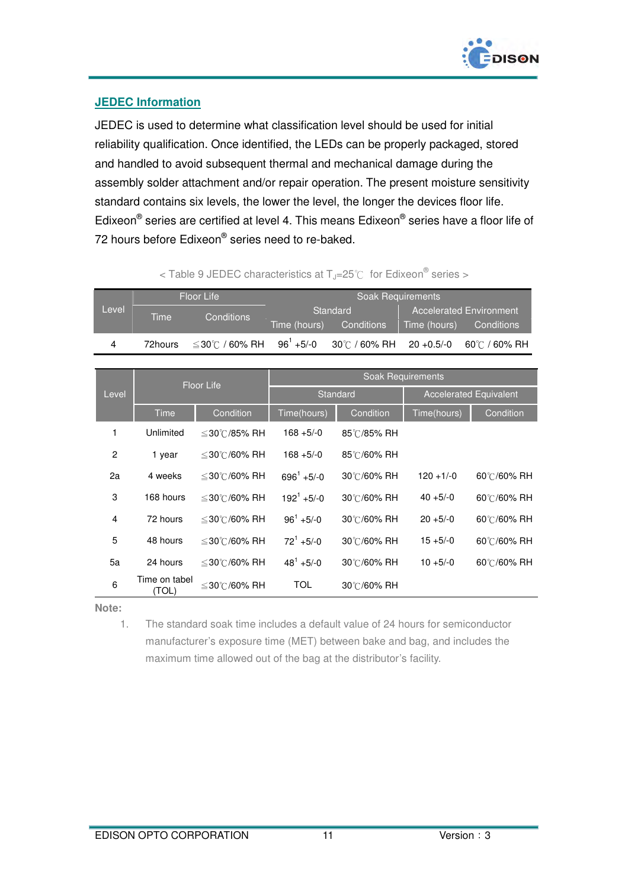## JEDEC Information

JEDEC is used to determine what classification level should be used for initial reliability qualification. Once identified, the LEDs can be properly packaged, stored and handled to avoid subsequent thermal and mechanical damage during the assembly solder attachment and/or repair operation. The present moisture sensitivity standard contains six levels, the lower the level, the longer the devices floor life. Edixeon® series are certified at level 4. This means Edixeon® series have a floor life of 72 hours before Edixeon® series need to re-baked.

< Table 9 JEDEC characteristics at $T_J$=25℃ for Edixeon® series >

| Level | Floor Life | | Soak Requirements | | | |
|---|---|---|---|---|---|---|
| | | | Standard | | Accelerated Environment | |
| | Time | Conditions | Time (hours) | Conditions | Time (hours) | Conditions |
| 4 | 72hours | ≦30℃ / 60% RH | 96[1] +5/-0 | 30℃ / 60% RH | 20 +0.5/-0 | 60℃ / 60% RH |

| Level | Floor Life | | Soak Requirements | | | |
|---|---|---|---|---|---|---|
| | | | Standard | | Accelerated Equivalent | |
| | Time | Condition | Time(hours) | Condition | Time(hours) | Condition |
| 1 | Unlimited | ≦30℃/85% RH | 168 +5/-0 | 85℃/85% RH | | |
| 2 | 1 year | ≦30℃/60% RH | 168 +5/-0 | 85℃/60% RH | | |
| 2a | 4 weeks | ≦30℃/60% RH | 696[1] +5/-0 | 30℃/60% RH | 120 +1/-0 | 60℃/60% RH |
| 3 | 168 hours | ≦30℃/60% RH | 192[1] +5/-0 | 30℃/60% RH | 40 +5/-0 | 60℃/60% RH |
| 4 | 72 hours | ≦30℃/60% RH | 96[1] +5/-0 | 30℃/60% RH | 20 +5/-0 | 60℃/60% RH |
| 5 | 48 hours | ≦30℃/60% RH | 72[1] +5/-0 | 30℃/60% RH | 15 +5/-0 | 60℃/60% RH |
| 5a | 24 hours | ≦30℃/60% RH | 48[1] +5/-0 | 30℃/60% RH | 10 +5/-0 | 60℃/60% RH |
| 6 | Time on tabel (TOL) | ≦30℃/60% RH | TOL | 30℃/60% RH | | |

**Note:**

1. The standard soak time includes a default value of 24 hours for semiconductor manufacturer's exposure time (MET) between bake and bag, and includes the maximum time allowed out of the bag at the distributor's facility.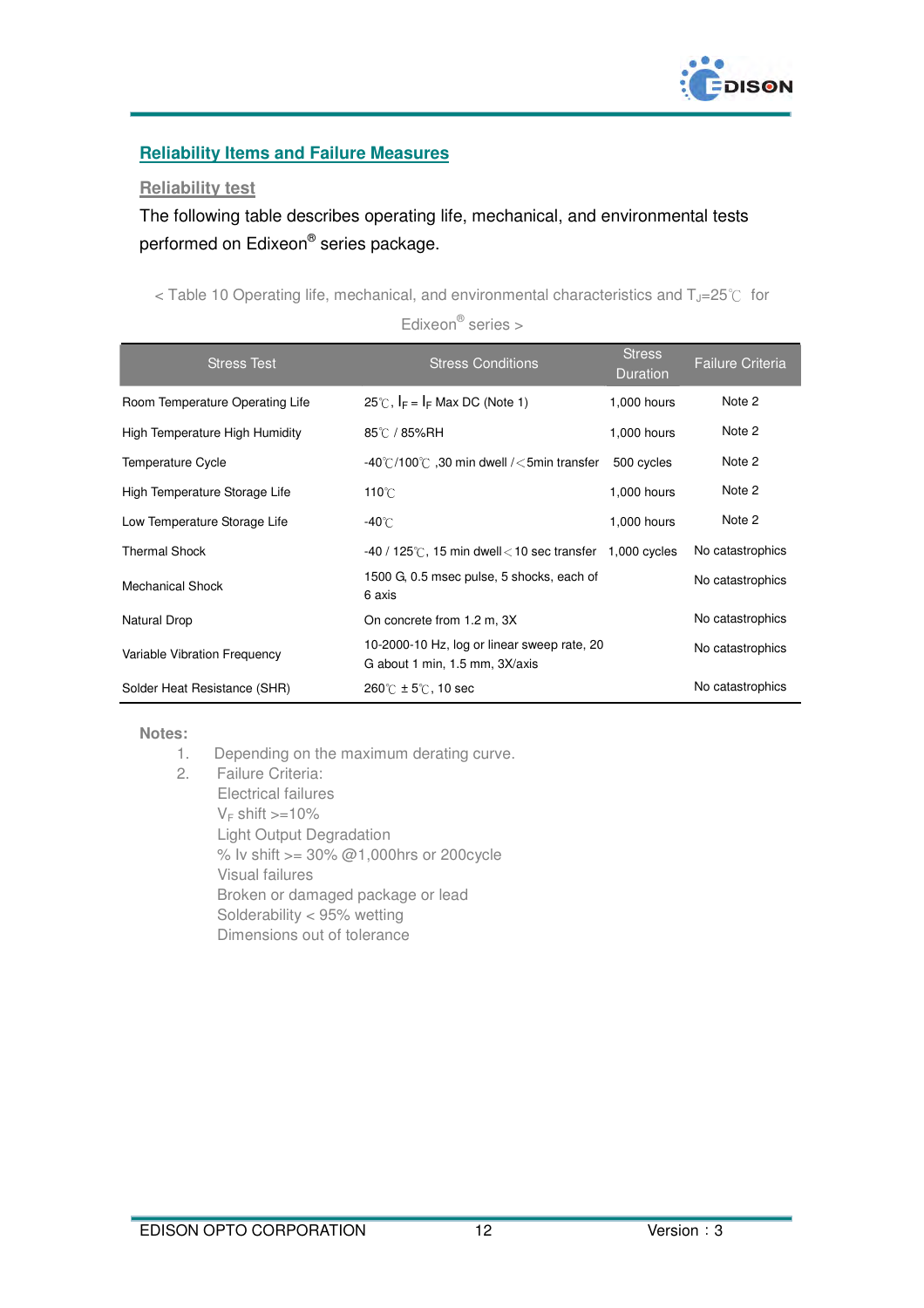## Reliability Items and Failure Measures

### Reliability test

The following table describes operating life, mechanical, and environmental tests performed on Edixeon® series package.

< Table 10 Operating life, mechanical, and environmental characteristics and $T_J$=25℃ for Edixeon® series >

| Stress Test | Stress Conditions | Stress Duration | Failure Criteria |
|---|---|---|---|
| Room Temperature Operating Life | 25℃, $I_F$ = $I_F$ Max DC (Note 1) | 1,000 hours | Note 2 |
| High Temperature High Humidity | 85℃ / 85%RH | 1,000 hours | Note 2 |
| Temperature Cycle | -40℃/100℃ ,30 min dwell /＜5min transfer | 500 cycles | Note 2 |
| High Temperature Storage Life | 110℃ | 1,000 hours | Note 2 |
| Low Temperature Storage Life | -40℃ | 1,000 hours | Note 2 |
| Thermal Shock | -40 / 125℃, 15 min dwell＜10 sec transfer | 1,000 cycles | No catastrophics |
| Mechanical Shock | 1500 G, 0.5 msec pulse, 5 shocks, each of 6 axis | | No catastrophics |
| Natural Drop | On concrete from 1.2 m, 3X | | No catastrophics |
| Variable Vibration Frequency | 10-2000-10 Hz, log or linear sweep rate, 20 G about 1 min, 1.5 mm, 3X/axis | | No catastrophics |
| Solder Heat Resistance (SHR) | 260℃ ± 5℃, 10 sec | | No catastrophics |

**Notes:**

1. Depending on the maximum derating curve.
2. Failure Criteria:
   Electrical failures
   $V_F$ shift >=10%
   Light Output Degradation
   % Iv shift >= 30% @1,000hrs or 200cycle
   Visual failures
   Broken or damaged package or lead
   Solderability < 95% wetting
   Dimensions out of tolerance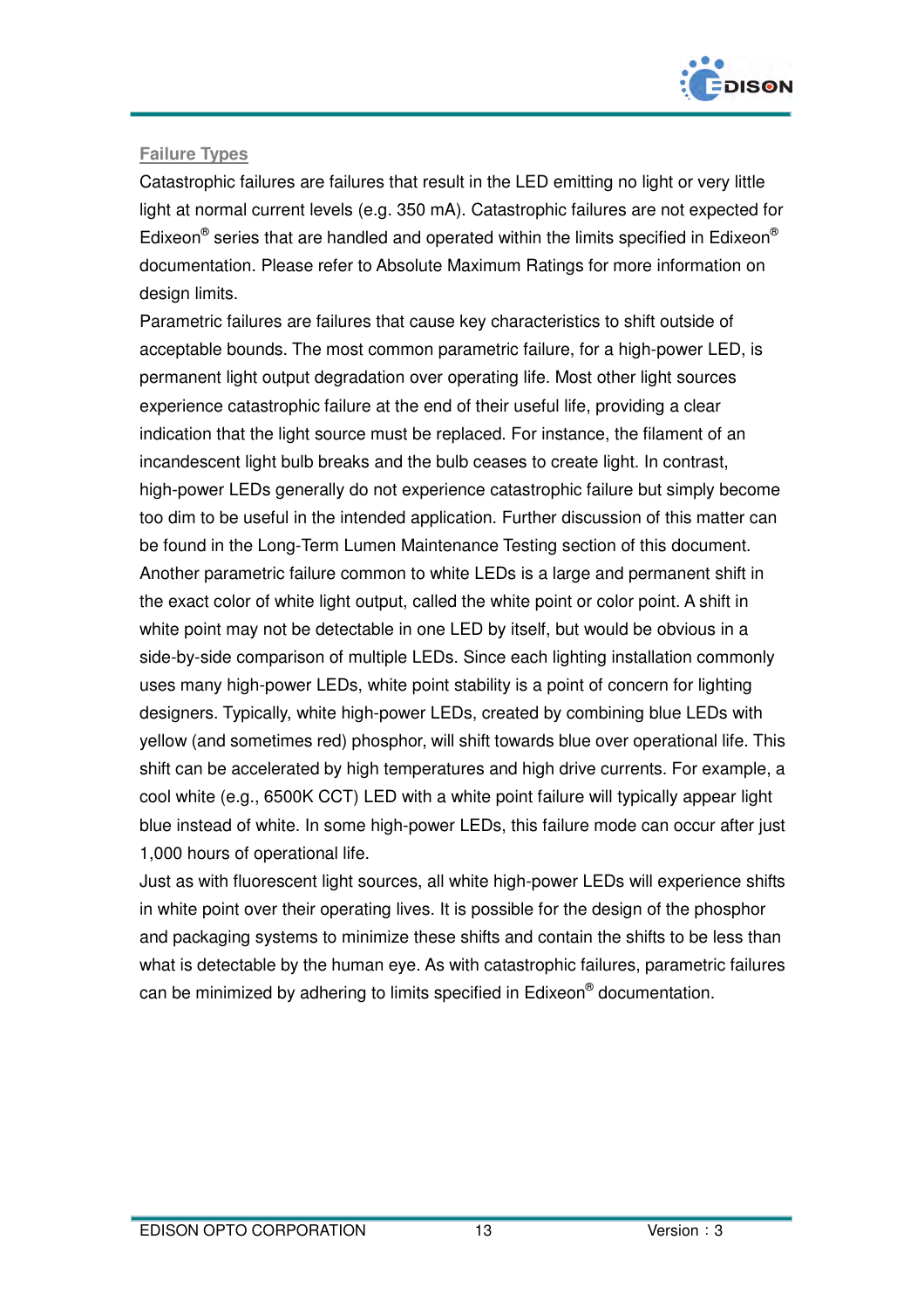## Failure Types

Catastrophic failures are failures that result in the LED emitting no light or very little light at normal current levels (e.g. 350 mA). Catastrophic failures are not expected for Edixeon® series that are handled and operated within the limits specified in Edixeon® documentation. Please refer to Absolute Maximum Ratings for more information on design limits.

Parametric failures are failures that cause key characteristics to shift outside of acceptable bounds. The most common parametric failure, for a high-power LED, is permanent light output degradation over operating life. Most other light sources experience catastrophic failure at the end of their useful life, providing a clear indication that the light source must be replaced. For instance, the filament of an incandescent light bulb breaks and the bulb ceases to create light. In contrast, high-power LEDs generally do not experience catastrophic failure but simply become too dim to be useful in the intended application. Further discussion of this matter can be found in the Long-Term Lumen Maintenance Testing section of this document.

Another parametric failure common to white LEDs is a large and permanent shift in the exact color of white light output, called the white point or color point. A shift in white point may not be detectable in one LED by itself, but would be obvious in a side-by-side comparison of multiple LEDs. Since each lighting installation commonly uses many high-power LEDs, white point stability is a point of concern for lighting designers. Typically, white high-power LEDs, created by combining blue LEDs with yellow (and sometimes red) phosphor, will shift towards blue over operational life. This shift can be accelerated by high temperatures and high drive currents. For example, a cool white (e.g., 6500K CCT) LED with a white point failure will typically appear light blue instead of white. In some high-power LEDs, this failure mode can occur after just 1,000 hours of operational life.

Just as with fluorescent light sources, all white high-power LEDs will experience shifts in white point over their operating lives. It is possible for the design of the phosphor and packaging systems to minimize these shifts and contain the shifts to be less than what is detectable by the human eye. As with catastrophic failures, parametric failures can be minimized by adhering to limits specified in Edixeon® documentation.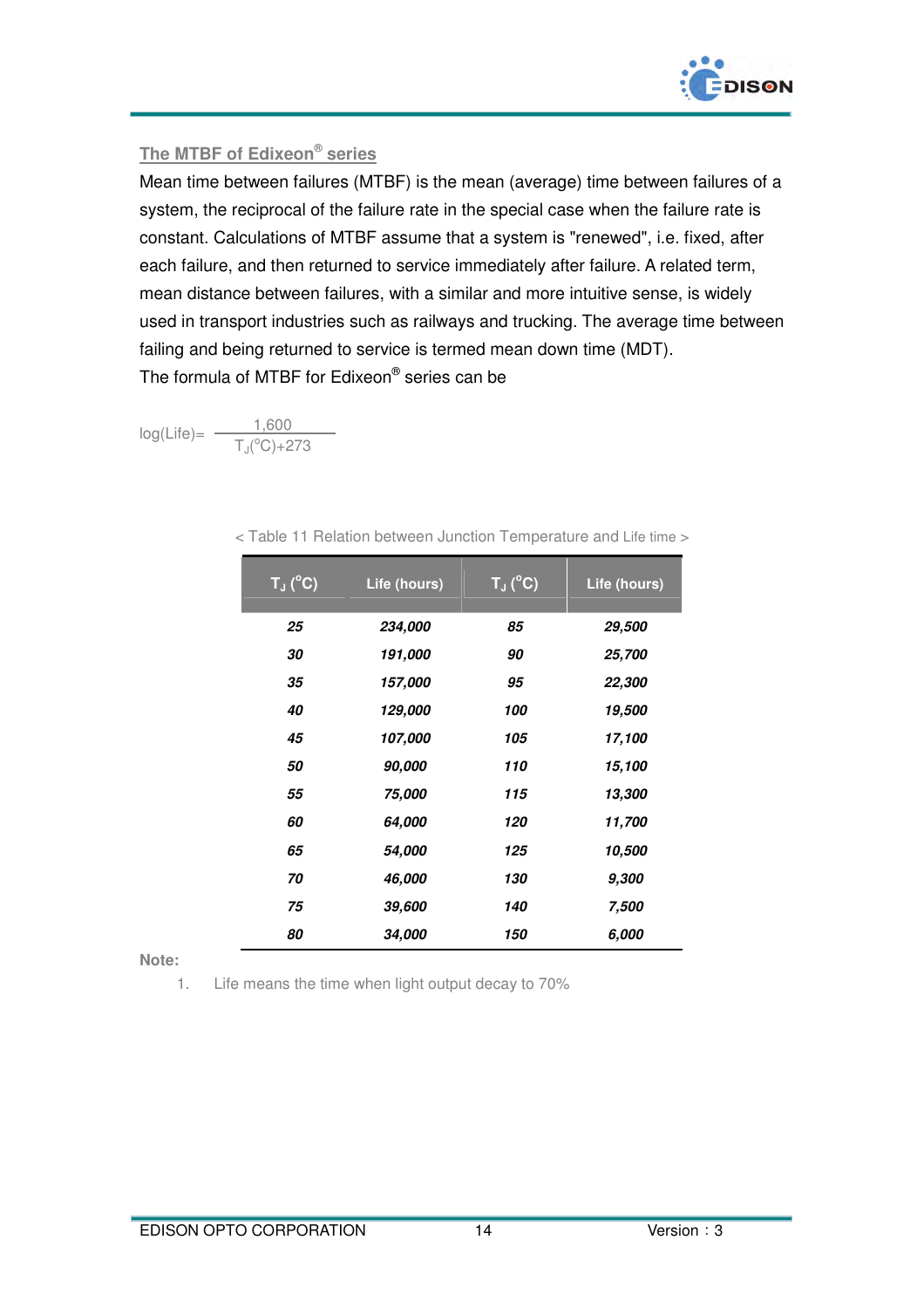## The MTBF of Edixeon® series

Mean time between failures (MTBF) is the mean (average) time between failures of a system, the reciprocal of the failure rate in the special case when the failure rate is constant. Calculations of MTBF assume that a system is "renewed", i.e. fixed, after each failure, and then returned to service immediately after failure. A related term, mean distance between failures, with a similar and more intuitive sense, is widely used in transport industries such as railways and trucking. The average time between failing and being returned to service is termed mean down time (MDT).

The formula of MTBF for Edixeon® series can be

$$\log(\text{Life}) = \frac{1,600}{T_J(^{o}C)+273}$$

< Table 11 Relation between Junction Temperature and Life time >

| $T_J$ ($^oC$) | Life (hours) | $T_J$ ($^oC$) | Life (hours) |
|---|---|---|---|
| 25 | 234,000 | 85 | 29,500 |
| 30 | 191,000 | 90 | 25,700 |
| 35 | 157,000 | 95 | 22,300 |
| 40 | 129,000 | 100 | 19,500 |
| 45 | 107,000 | 105 | 17,100 |
| 50 | 90,000 | 110 | 15,100 |
| 55 | 75,000 | 115 | 13,300 |
| 60 | 64,000 | 120 | 11,700 |
| 65 | 54,000 | 125 | 10,500 |
| 70 | 46,000 | 130 | 9,300 |
| 75 | 39,600 | 140 | 7,500 |
| 80 | 34,000 | 150 | 6,000 |

**Note:**

1. Life means the time when light output decay to 70%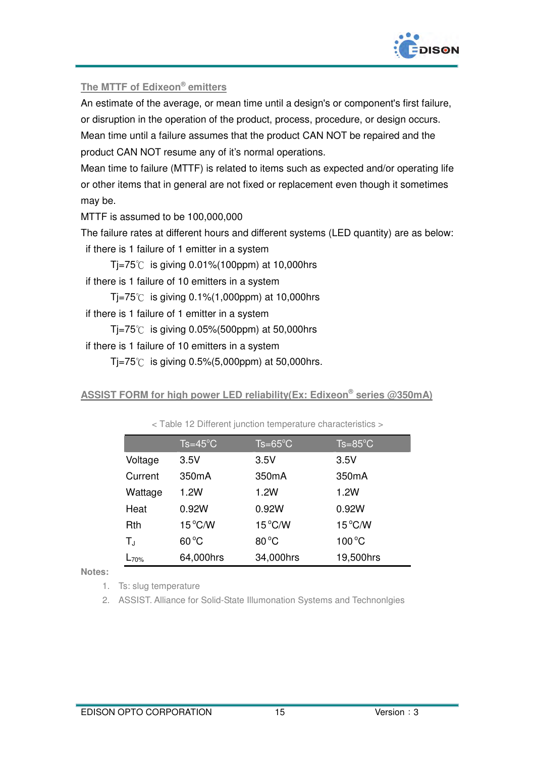## The MTTF of Edixeon® emitters

An estimate of the average, or mean time until a design's or component's first failure, or disruption in the operation of the product, process, procedure, or design occurs. Mean time until a failure assumes that the product CAN NOT be repaired and the product CAN NOT resume any of it's normal operations.

Mean time to failure (MTTF) is related to items such as expected and/or operating life or other items that in general are not fixed or replacement even though it sometimes may be.

MTTF is assumed to be 100,000,000

The failure rates at different hours and different systems (LED quantity) are as below:

- if there is 1 failure of 1 emitter in a system
  - Tj=75℃ is giving 0.01%(100ppm) at 10,000hrs
- if there is 1 failure of 10 emitters in a system
  - Tj=75℃ is giving 0.1%(1,000ppm) at 10,000hrs
- if there is 1 failure of 1 emitter in a system
  - Tj=75℃ is giving 0.05%(500ppm) at 50,000hrs
- if there is 1 failure of 10 emitters in a system
  - Tj=75℃ is giving 0.5%(5,000ppm) at 50,000hrs.

## ASSIST FORM for high power LED reliability(Ex: Edixeon® series @350mA)

< Table 12 Different junction temperature characteristics >

| | Ts=45°C | Ts=65°C | Ts=85°C |
|---|---|---|---|
| Voltage | 3.5V | 3.5V | 3.5V |
| Current | 350mA | 350mA | 350mA |
| Wattage | 1.2W | 1.2W | 1.2W |
| Heat | 0.92W | 0.92W | 0.92W |
| Rth | 15°C/W | 15°C/W | 15°C/W |
| $T_J$ | 60°C | 80°C | 100°C |
| $L_{70\%}$ | 64,000hrs | 34,000hrs | 19,500hrs |

**Notes:**

1. Ts: slug temperature
2. ASSIST. Alliance for Solid-State Illumonation Systems and Technonlgies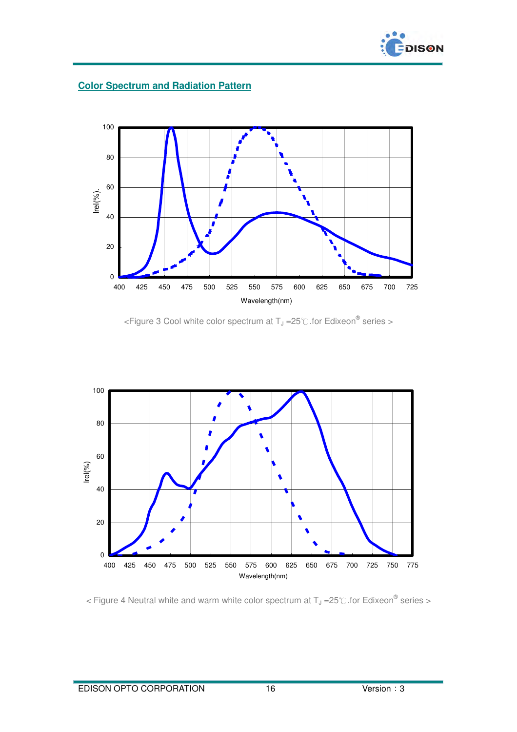## Color Spectrum and Radiation Pattern

<Figure 3 Cool white color spectrum at $T_J$ =25℃.for Edixeon® series >

< Figure 4 Neutral white and warm white color spectrum at $T_J$ =25℃.for Edixeon® series >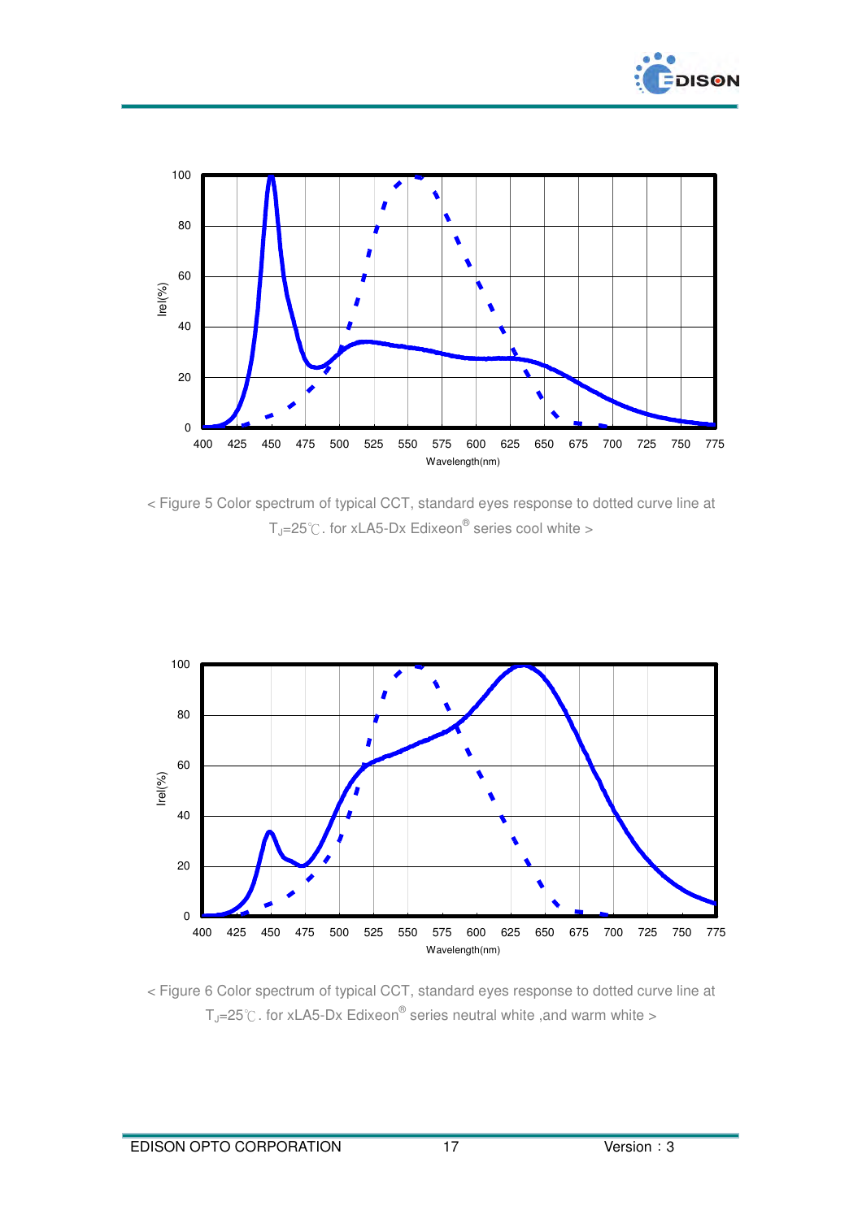< Figure 5 Color spectrum of typical CCT, standard eyes response to dotted curve line at $T_J$=25℃. for xLA5-Dx Edixeon® series cool white >

< Figure 6 Color spectrum of typical CCT, standard eyes response to dotted curve line at $T_J$=25℃. for xLA5-Dx Edixeon® series neutral white ,and warm white >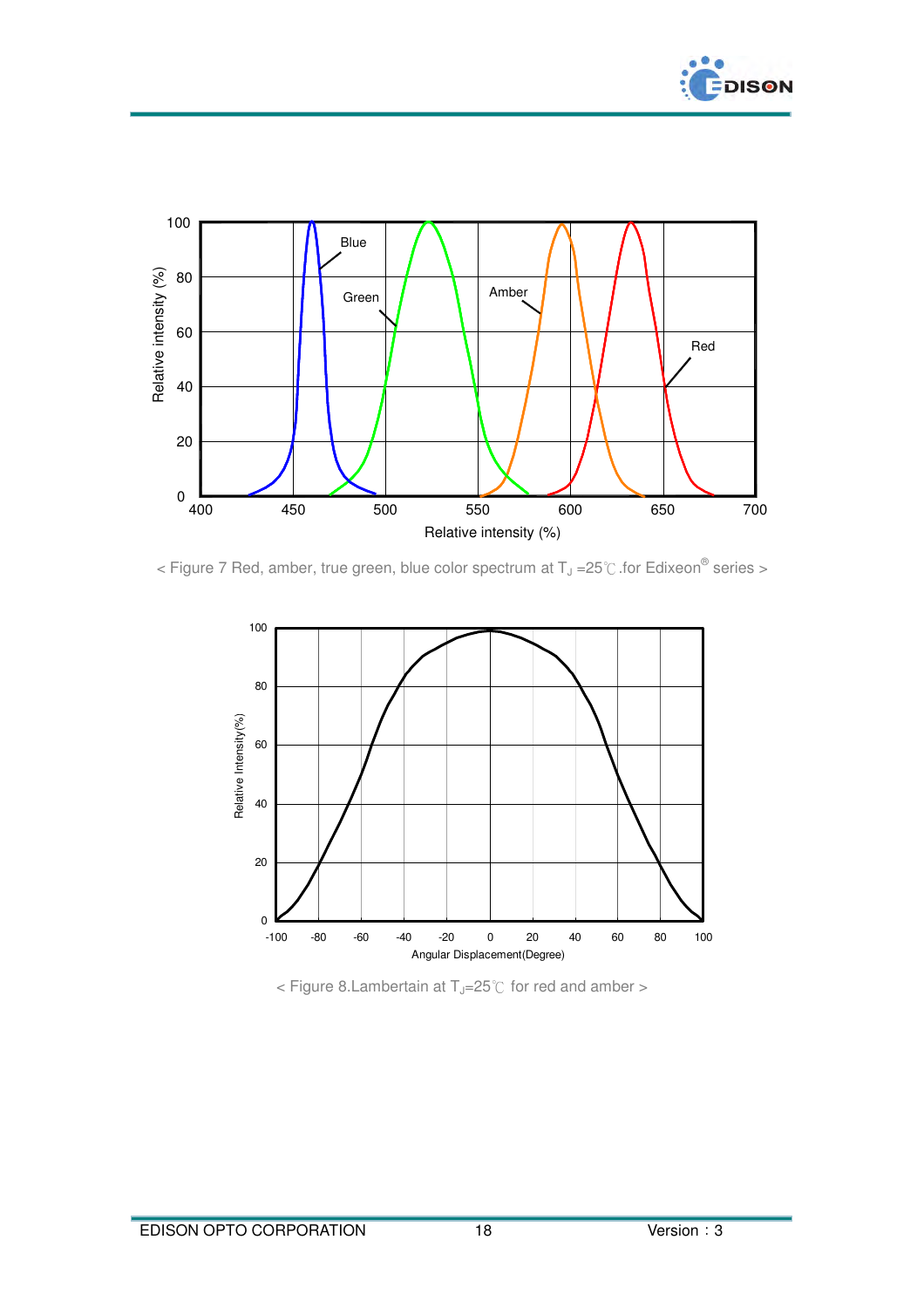< Figure 7 Red, amber, true green, blue color spectrum at $T_J$ =25℃.for Edixeon® series >

< Figure 8.Lambertain at $T_J$=25℃ for red and amber >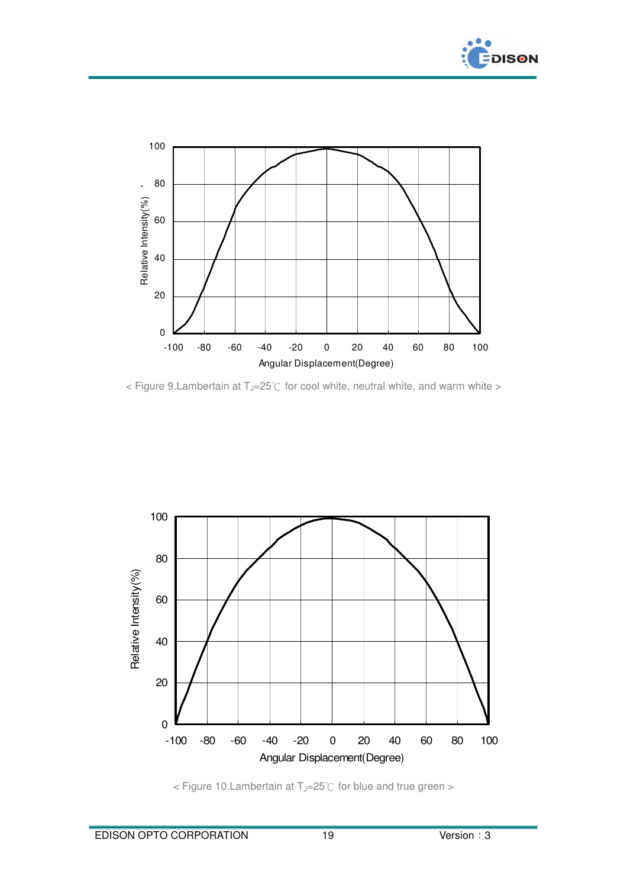< Figure 9.Lambertain at $T_J$=25℃ for cool white, neutral white, and warm white >

< Figure 10.Lambertain at $T_J$=25℃ for blue and true green >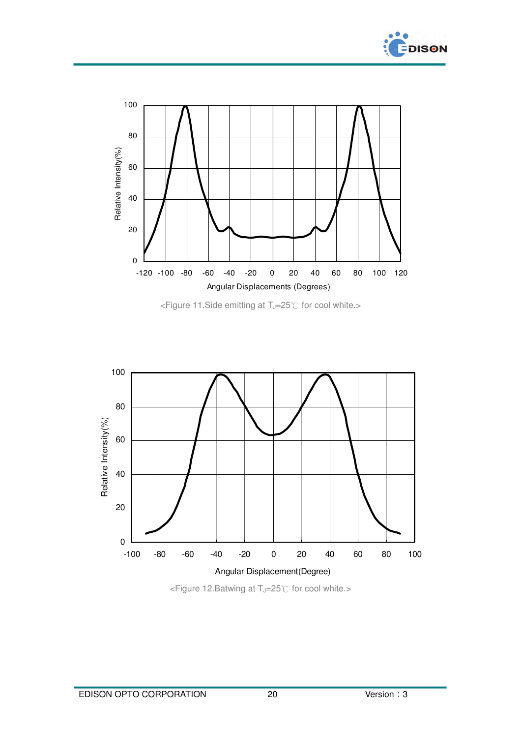<Figure 11.Side emitting at $T_J$=25℃ for cool white.>

<Figure 12.Batwing at $T_J$=25℃ for cool white.>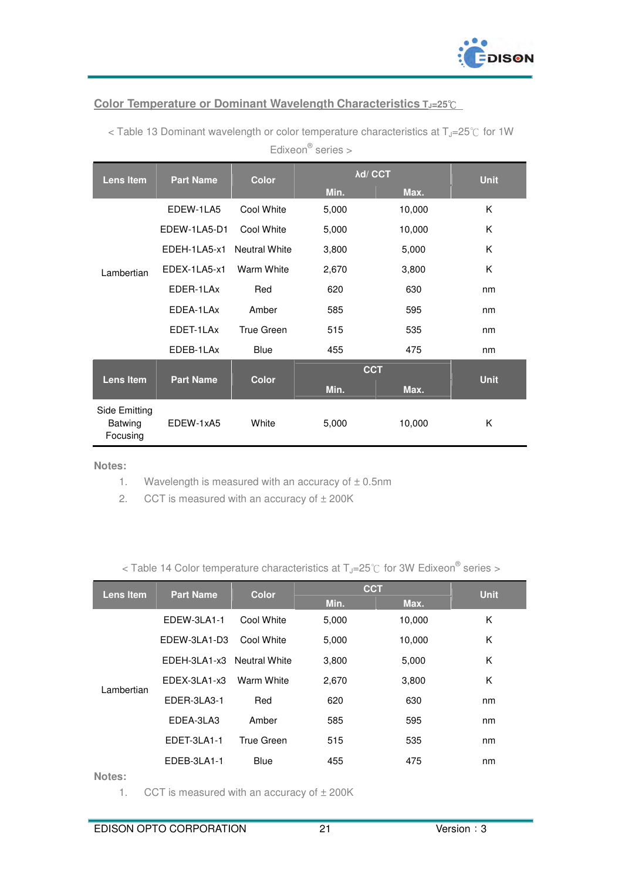## Color Temperature or Dominant Wavelength Characteristics $T_J$=25℃

< Table 13 Dominant wavelength or color temperature characteristics at $T_J$=25℃ for 1W Edixeon® series >

| Lens Item | Part Name | Color | λd/ CCT | | Unit |
|---|---|---|---|---|---|
| | | | Min. | Max. | |
| Lambertian | EDEW-1LA5 | Cool White | 5,000 | 10,000 | K |
| | EDEW-1LA5-D1 | Cool White | 5,000 | 10,000 | K |
| | EDEH-1LA5-x1 | Neutral White | 3,800 | 5,000 | K |
| | EDEX-1LA5-x1 | Warm White | 2,670 | 3,800 | K |
| | EDER-1LAx | Red | 620 | 630 | nm |
| | EDEA-1LAx | Amber | 585 | 595 | nm |
| | EDET-1LAx | True Green | 515 | 535 | nm |
| | EDEB-1LAx | Blue | 455 | 475 | nm |
| **Lens Item** | **Part Name** | **Color** | **CCT** | | **Unit** |
| | | | **Min.** | **Max.** | |
| Side Emitting Batwing Focusing | EDEW-1xA5 | White | 5,000 | 10,000 | K |

**Notes:**

1. Wavelength is measured with an accuracy of ± 0.5nm
2. CCT is measured with an accuracy of ± 200K

< Table 14 Color temperature characteristics at $T_J$=25℃ for 3W Edixeon® series >

| Lens Item | Part Name | Color | CCT | | Unit |
|---|---|---|---|---|---|
| | | | Min. | Max. | |
| Lambertian | EDEW-3LA1-1 | Cool White | 5,000 | 10,000 | K |
| | EDEW-3LA1-D3 | Cool White | 5,000 | 10,000 | K |
| | EDEH-3LA1-x3 | Neutral White | 3,800 | 5,000 | K |
| | EDEX-3LA1-x3 | Warm White | 2,670 | 3,800 | K |
| | EDER-3LA3-1 | Red | 620 | 630 | nm |
| | EDEA-3LA3 | Amber | 585 | 595 | nm |
| | EDET-3LA1-1 | True Green | 515 | 535 | nm |
| | EDEB-3LA1-1 | Blue | 455 | 475 | nm |

**Notes:**

1. CCT is measured with an accuracy of ± 200K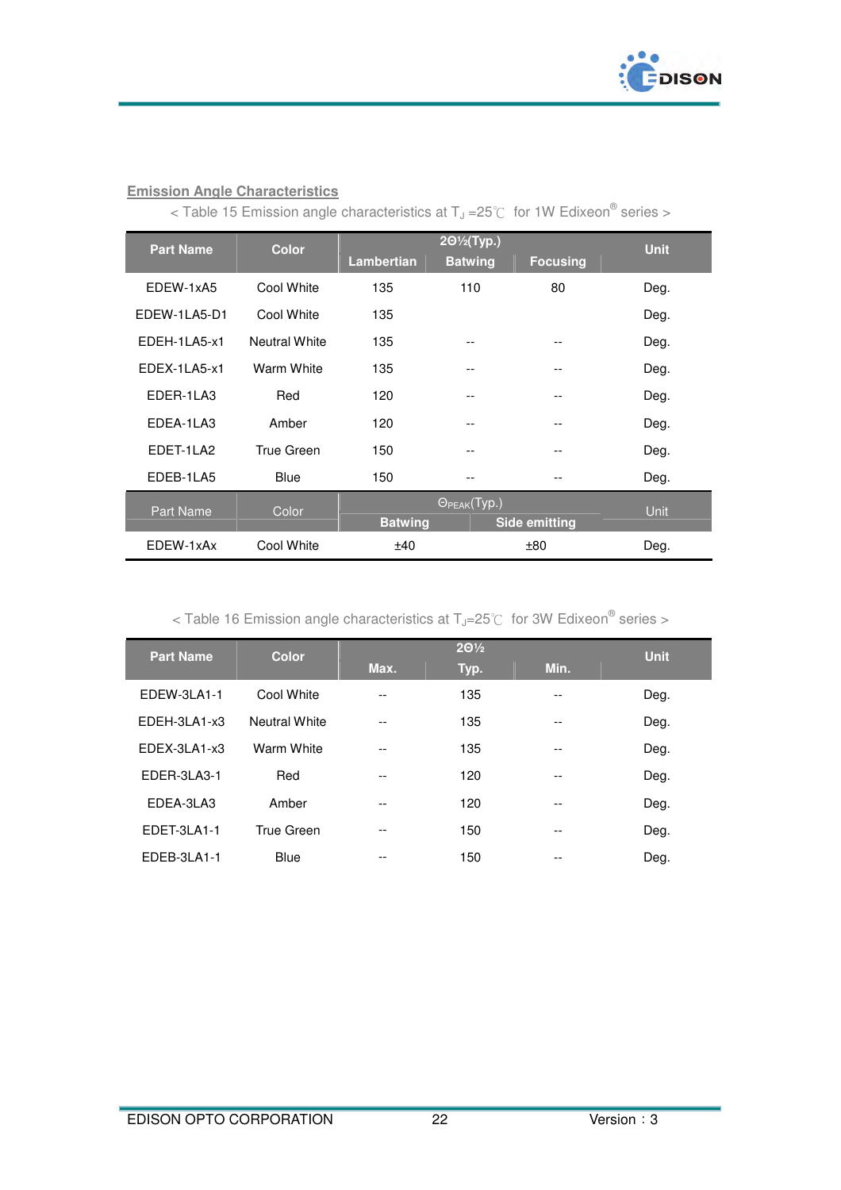## Emission Angle Characteristics

< Table 15 Emission angle characteristics at $T_J$ =25℃ for 1W Edixeon® series >

| Part Name | Color | 2Θ½(Typ.) | | | Unit |
|---|---|---|---|---|---|
| | | Lambertian | Batwing | Focusing | |
| EDEW-1xA5 | Cool White | 135 | 110 | 80 | Deg. |
| EDEW-1LA5-D1 | Cool White | 135 | | | Deg. |
| EDEH-1LA5-x1 | Neutral White | 135 | -- | -- | Deg. |
| EDEX-1LA5-x1 | Warm White | 135 | -- | -- | Deg. |
| EDER-1LA3 | Red | 120 | -- | -- | Deg. |
| EDEA-1LA3 | Amber | 120 | -- | -- | Deg. |
| EDET-1LA2 | True Green | 150 | -- | -- | Deg. |
| EDEB-1LA5 | Blue | 150 | -- | -- | Deg. |
| Part Name | Color | $\Theta_{PEAK}$(Typ.) | | | Unit |
| | | Batwing | Side emitting | | |
| EDEW-1xAx | Cool White | ±40 | ±80 | | Deg. |

< Table 16 Emission angle characteristics at $T_J$=25℃ for 3W Edixeon® series >

| Part Name | Color | 2Θ½ | | | Unit |
|---|---|---|---|---|---|
| | | Max. | Typ. | Min. | |
| EDEW-3LA1-1 | Cool White | -- | 135 | -- | Deg. |
| EDEH-3LA1-x3 | Neutral White | -- | 135 | -- | Deg. |
| EDEX-3LA1-x3 | Warm White | -- | 135 | -- | Deg. |
| EDER-3LA3-1 | Red | -- | 120 | -- | Deg. |
| EDEA-3LA3 | Amber | -- | 120 | -- | Deg. |
| EDET-3LA1-1 | True Green | -- | 150 | -- | Deg. |
| EDEB-3LA1-1 | Blue | -- | 150 | -- | Deg. |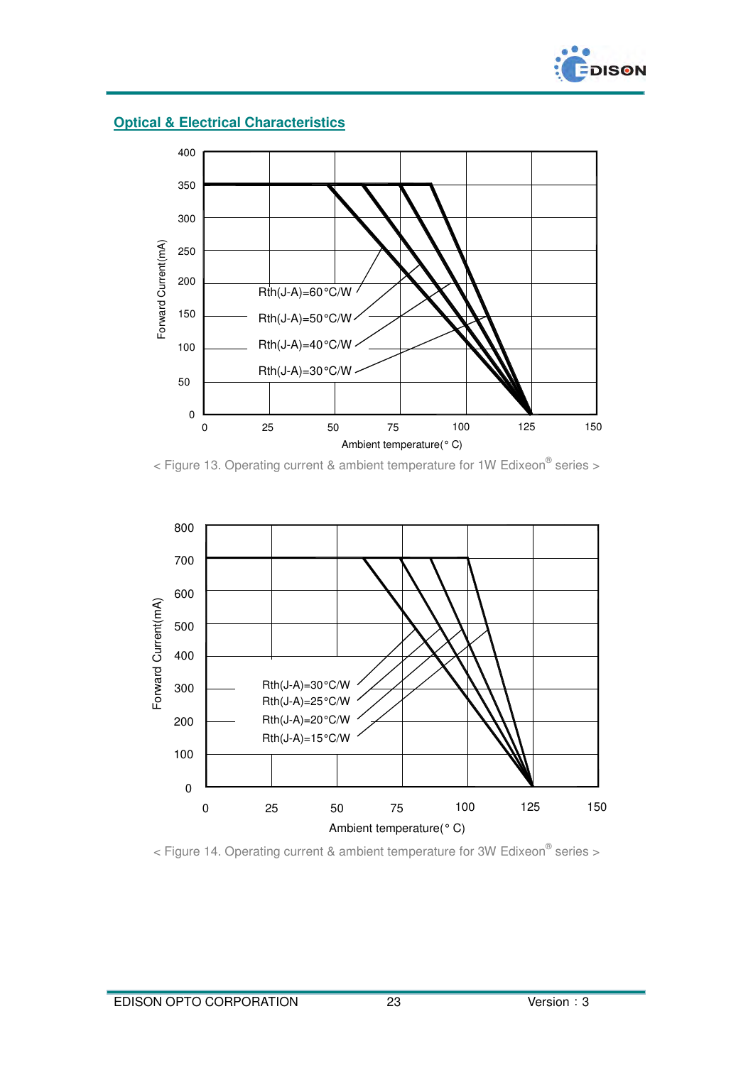## Optical & Electrical Characteristics

< Figure 13. Operating current & ambient temperature for 1W Edixeon® series >

< Figure 14. Operating current & ambient temperature for 3W Edixeon® series >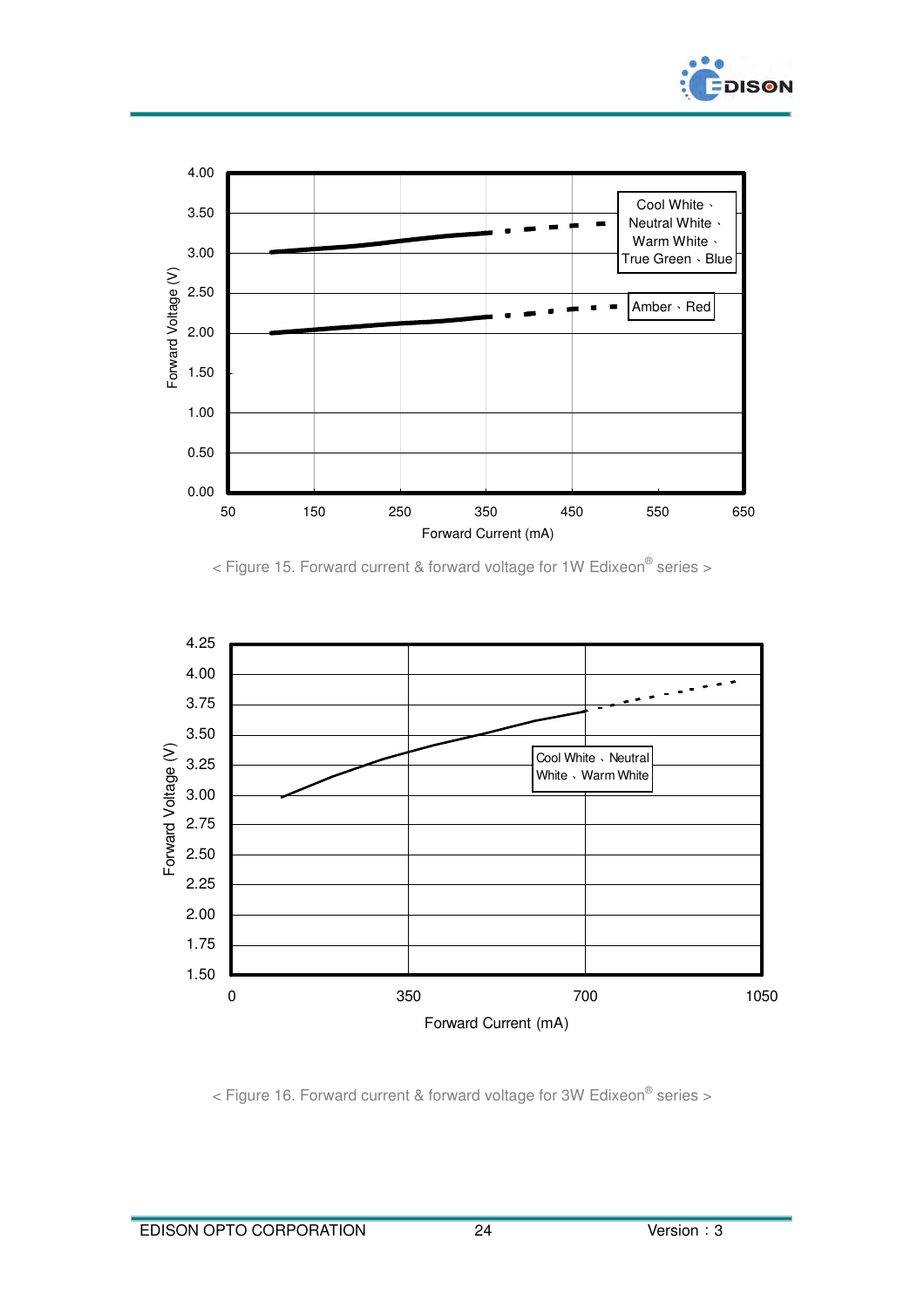< Figure 15. Forward current & forward voltage for 1W Edixeon® series >

< Figure 16. Forward current & forward voltage for 3W Edixeon® series >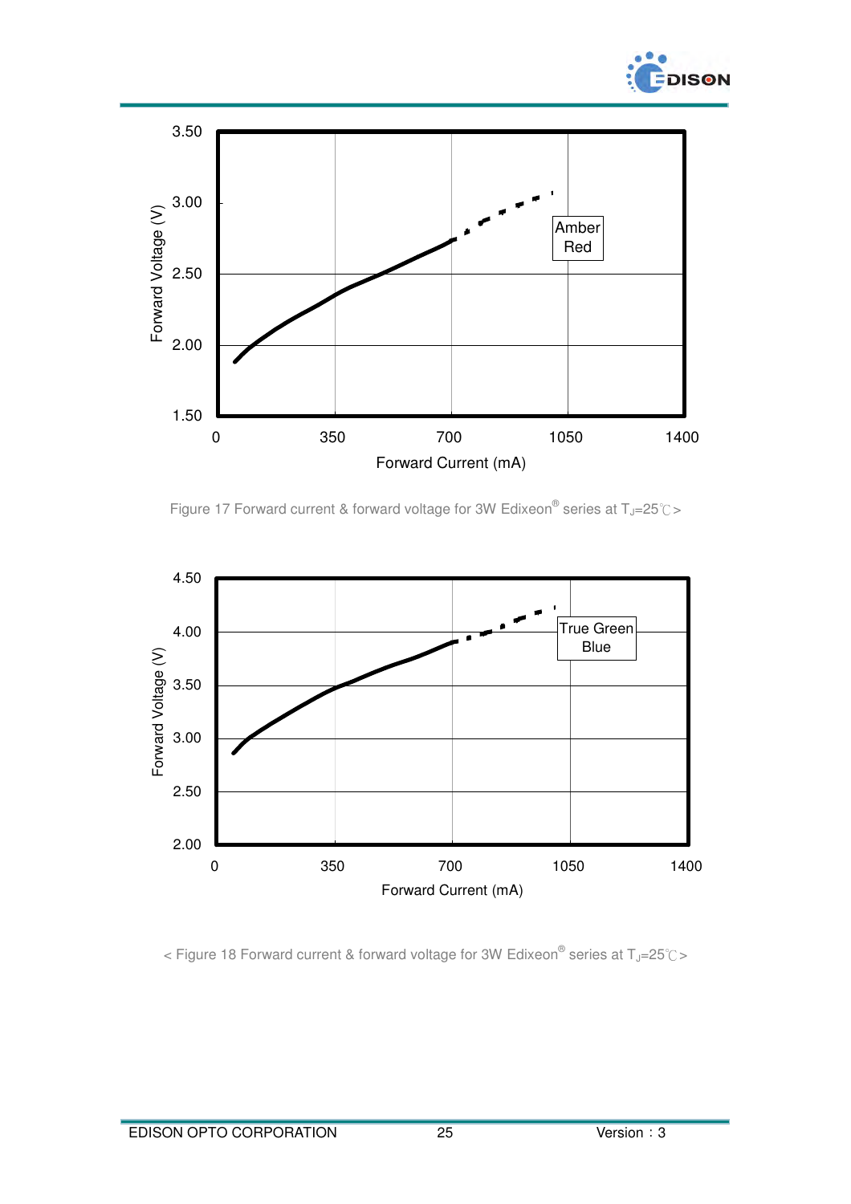Figure 17 Forward current & forward voltage for 3W Edixeon® series at $T_J$=25℃>

< Figure 18 Forward current & forward voltage for 3W Edixeon® series at $T_J$=25℃>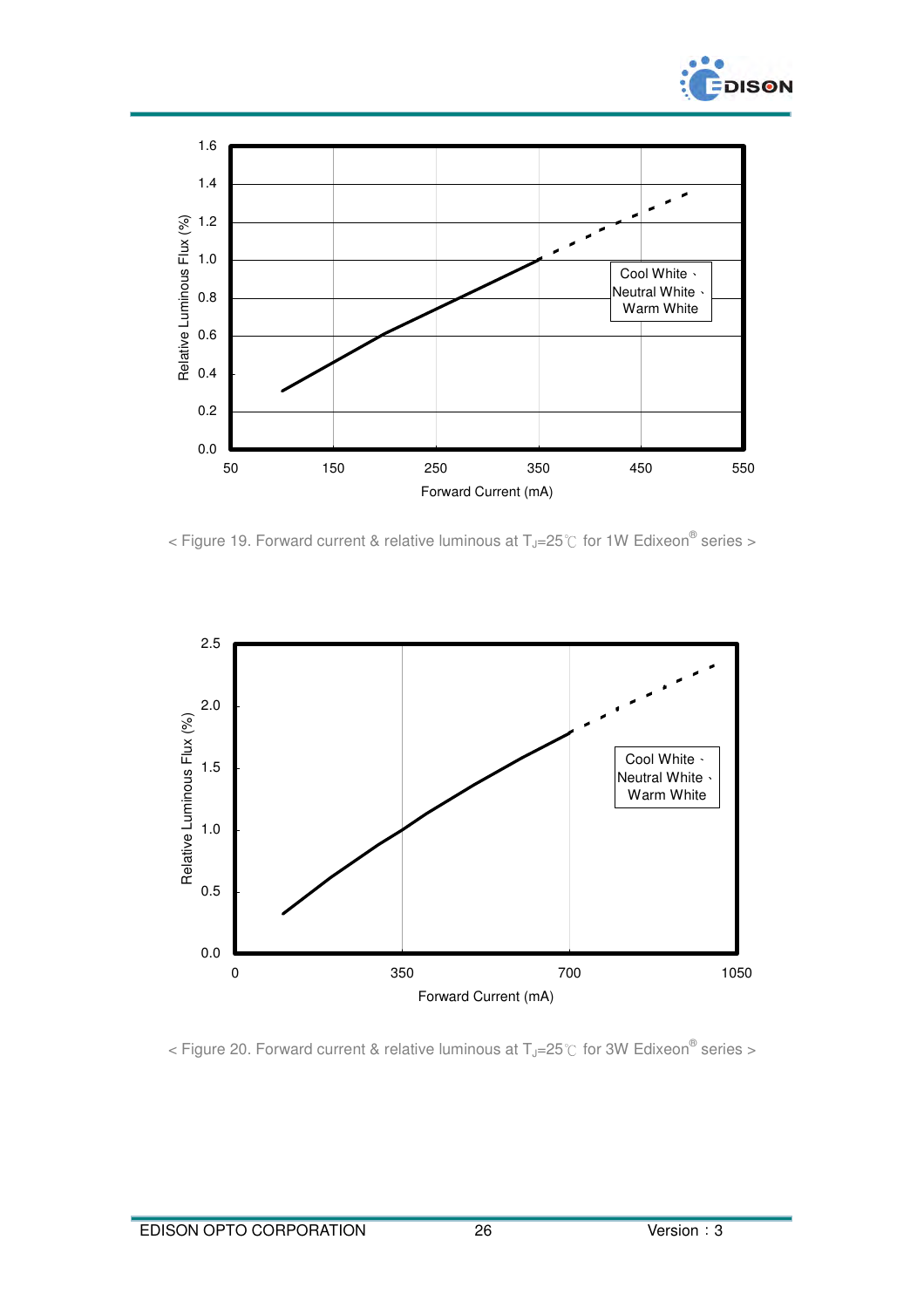< Figure 19. Forward current & relative luminous at $T_J$=25℃ for 1W Edixeon® series >

< Figure 20. Forward current & relative luminous at $T_J$=25℃ for 3W Edixeon® series >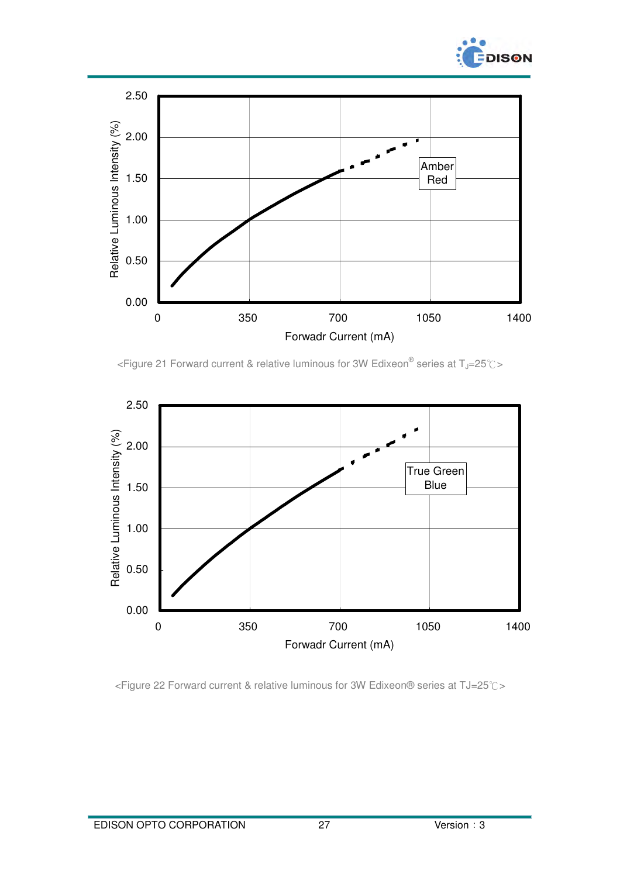<Figure 21 Forward current & relative luminous for 3W Edixeon® series at $T_J$=25℃>

<Figure 22 Forward current & relative luminous for 3W Edixeon® series at TJ=25℃>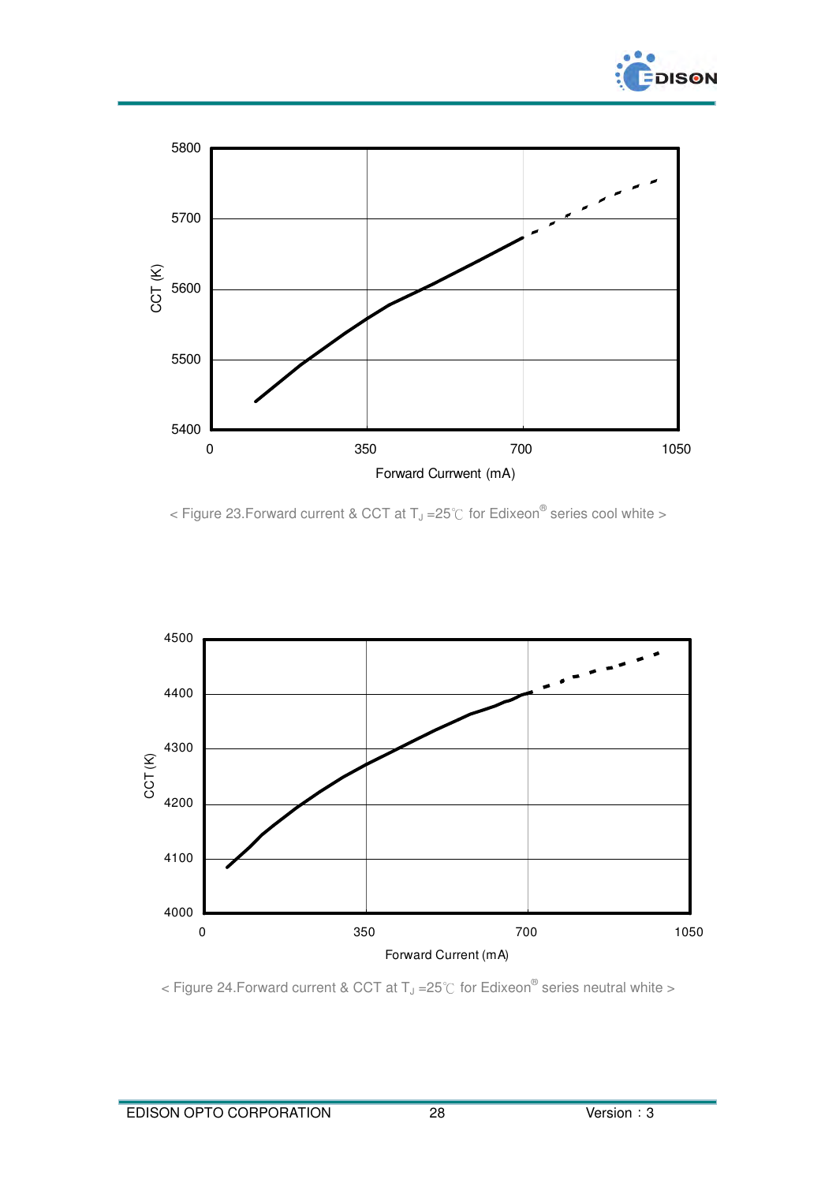< Figure 23.Forward current & CCT at $T_J$ =25℃ for Edixeon® series cool white >

< Figure 24.Forward current & CCT at $T_J$ =25℃ for Edixeon® series neutral white >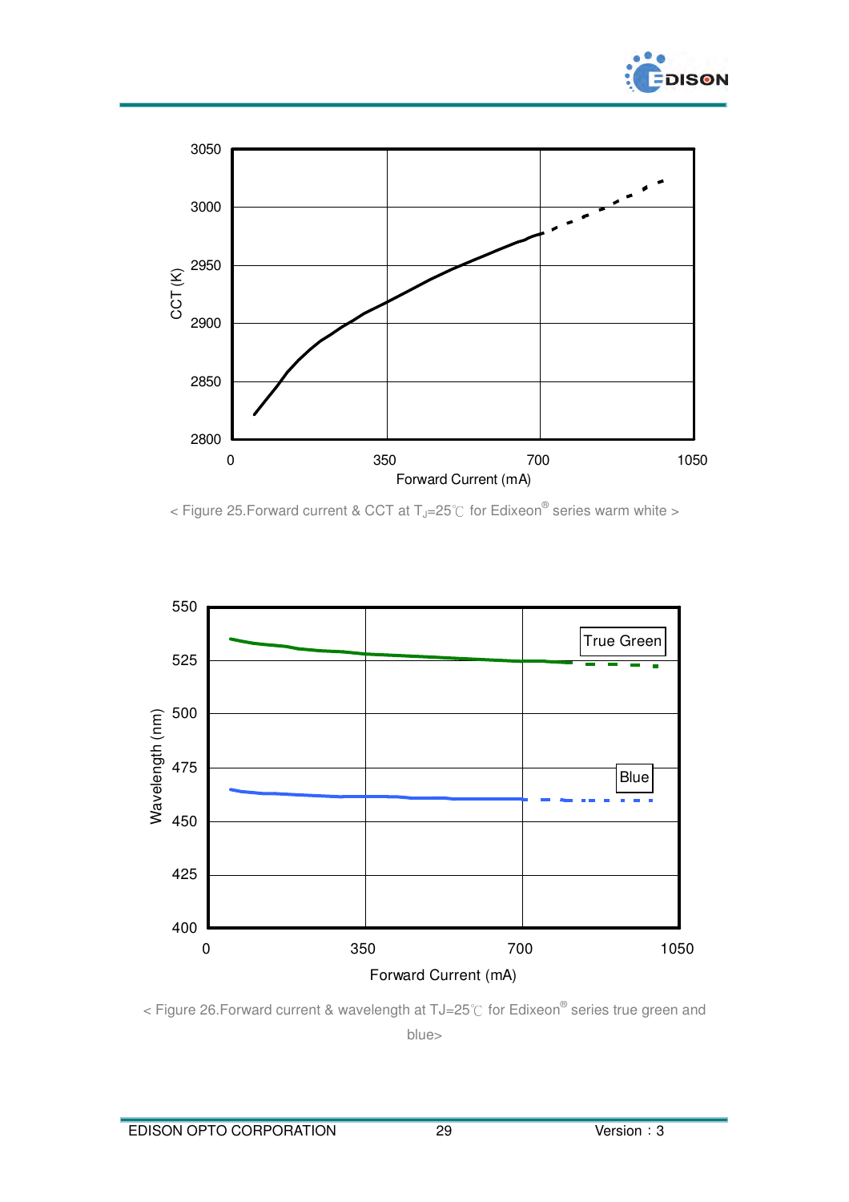< Figure 25.Forward current & CCT at $T_J$=25℃ for Edixeon® series warm white >

< Figure 26.Forward current & wavelength at TJ=25℃ for Edixeon® series true green and blue>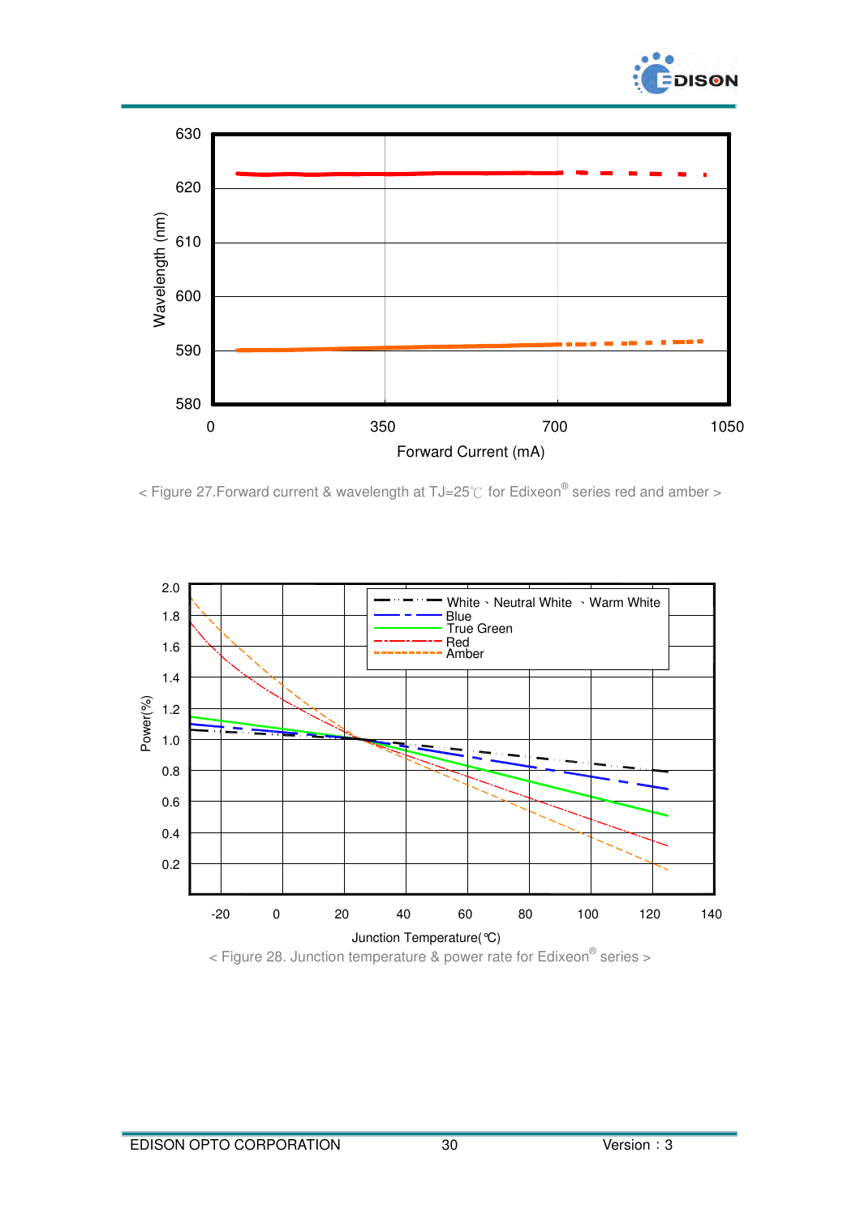< Figure 27.Forward current & wavelength at TJ=25℃ for Edixeon® series red and amber >

< Figure 28. Junction temperature & power rate for Edixeon® series >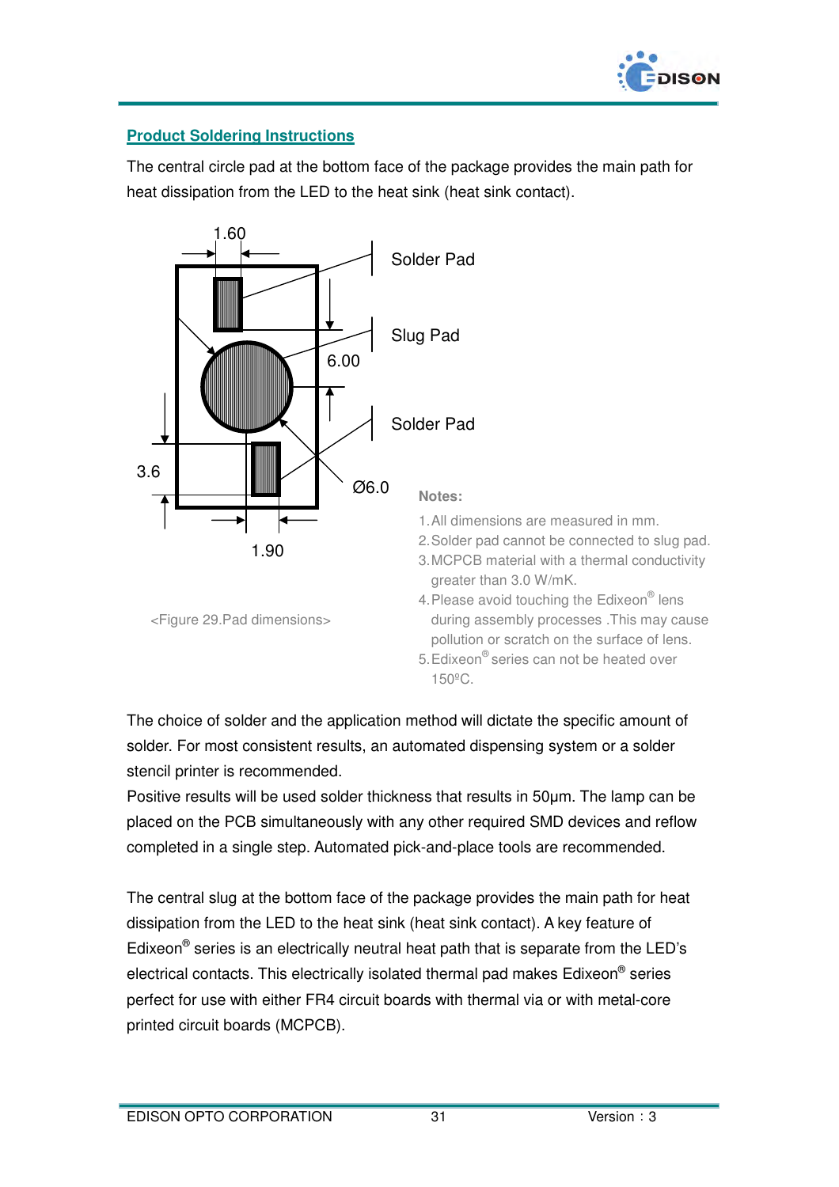## Product Soldering Instructions

The central circle pad at the bottom face of the package provides the main path for heat dissipation from the LED to the heat sink (heat sink contact).

<Figure 29.Pad dimensions>

**Notes:**

1. All dimensions are measured in mm.
2. Solder pad cannot be connected to slug pad.
3. MCPCB material with a thermal conductivity greater than 3.0 W/mK.
4. Please avoid touching the Edixeon® lens during assembly processes .This may cause pollution or scratch on the surface of lens.
5. Edixeon® series can not be heated over 150ºC.

The choice of solder and the application method will dictate the specific amount of solder. For most consistent results, an automated dispensing system or a solder stencil printer is recommended.
Positive results will be used solder thickness that results in 50µm. The lamp can be placed on the PCB simultaneously with any other required SMD devices and reflow completed in a single step. Automated pick-and-place tools are recommended.

The central slug at the bottom face of the package provides the main path for heat dissipation from the LED to the heat sink (heat sink contact). A key feature of Edixeon® series is an electrically neutral heat path that is separate from the LED's electrical contacts. This electrically isolated thermal pad makes Edixeon® series perfect for use with either FR4 circuit boards with thermal via or with metal-core printed circuit boards (MCPCB).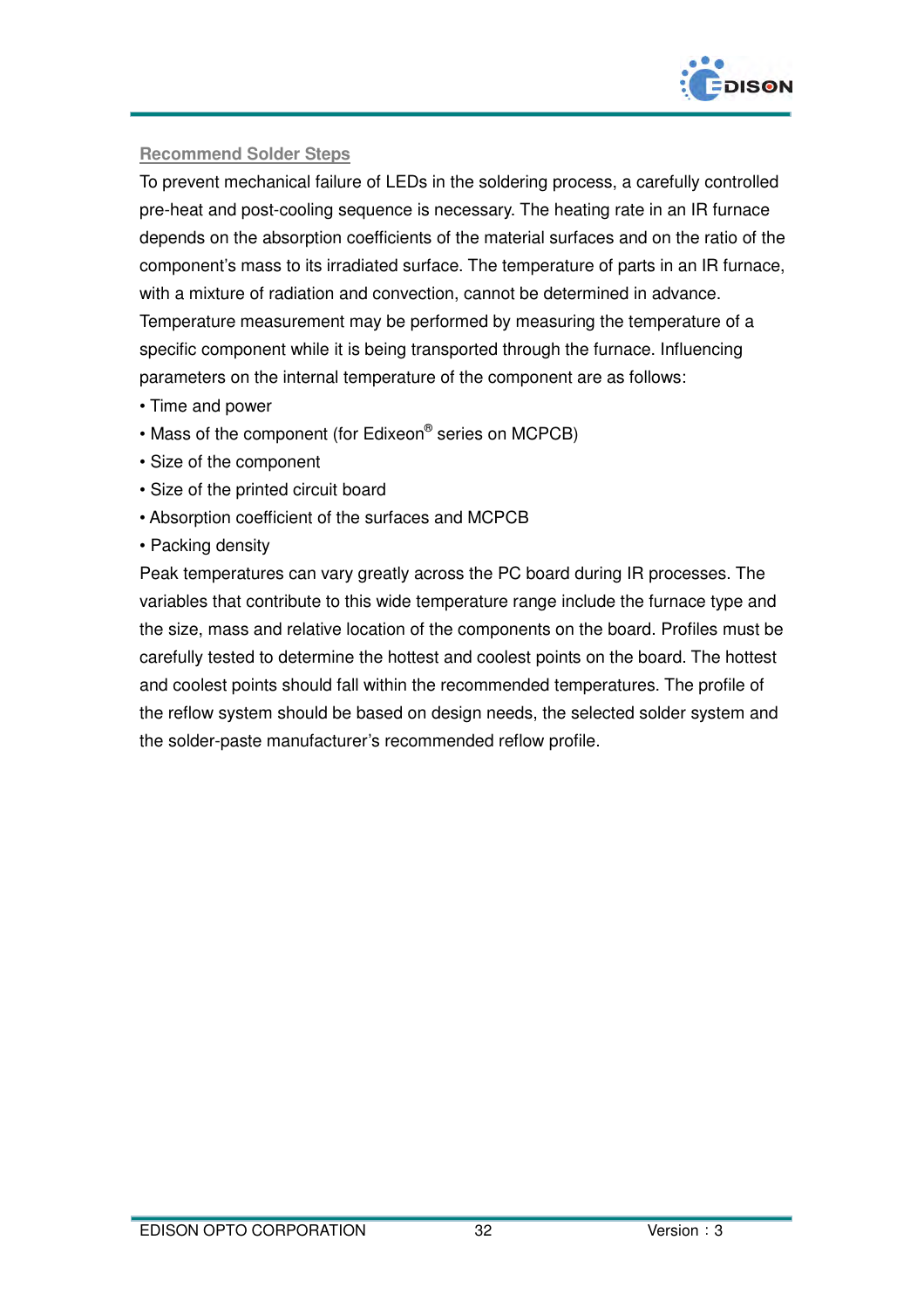## Recommend Solder Steps

To prevent mechanical failure of LEDs in the soldering process, a carefully controlled pre-heat and post-cooling sequence is necessary. The heating rate in an IR furnace depends on the absorption coefficients of the material surfaces and on the ratio of the component's mass to its irradiated surface. The temperature of parts in an IR furnace, with a mixture of radiation and convection, cannot be determined in advance. Temperature measurement may be performed by measuring the temperature of a specific component while it is being transported through the furnace. Influencing parameters on the internal temperature of the component are as follows:

- Time and power
- Mass of the component (for Edixeon® series on MCPCB)
- Size of the component
- Size of the printed circuit board
- Absorption coefficient of the surfaces and MCPCB
- Packing density

Peak temperatures can vary greatly across the PC board during IR processes. The variables that contribute to this wide temperature range include the furnace type and the size, mass and relative location of the components on the board. Profiles must be carefully tested to determine the hottest and coolest points on the board. The hottest and coolest points should fall within the recommended temperatures. The profile of the reflow system should be based on design needs, the selected solder system and the solder-paste manufacturer's recommended reflow profile.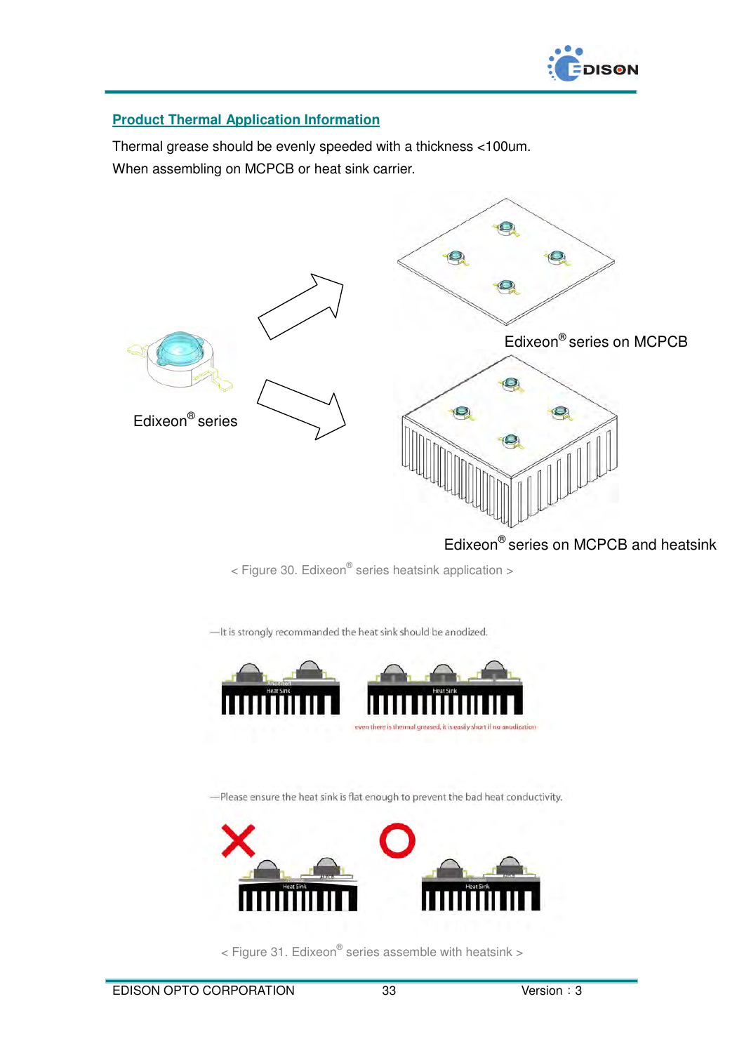## Product Thermal Application Information

Thermal grease should be evenly speeded with a thickness <100um.
When assembling on MCPCB or heat sink carrier.

Edixeon® series

Edixeon® series on MCPCB

Edixeon® series on MCPCB and heatsink

< Figure 30. Edixeon® series heatsink application >

—It is strongly recommanded the heat sink should be anodized.

even there is thermal greased, it is easily short if no anodization

—Please ensure the heat sink is flat enough to prevent the bad heat conductivity.

< Figure 31. Edixeon® series assemble with heatsink >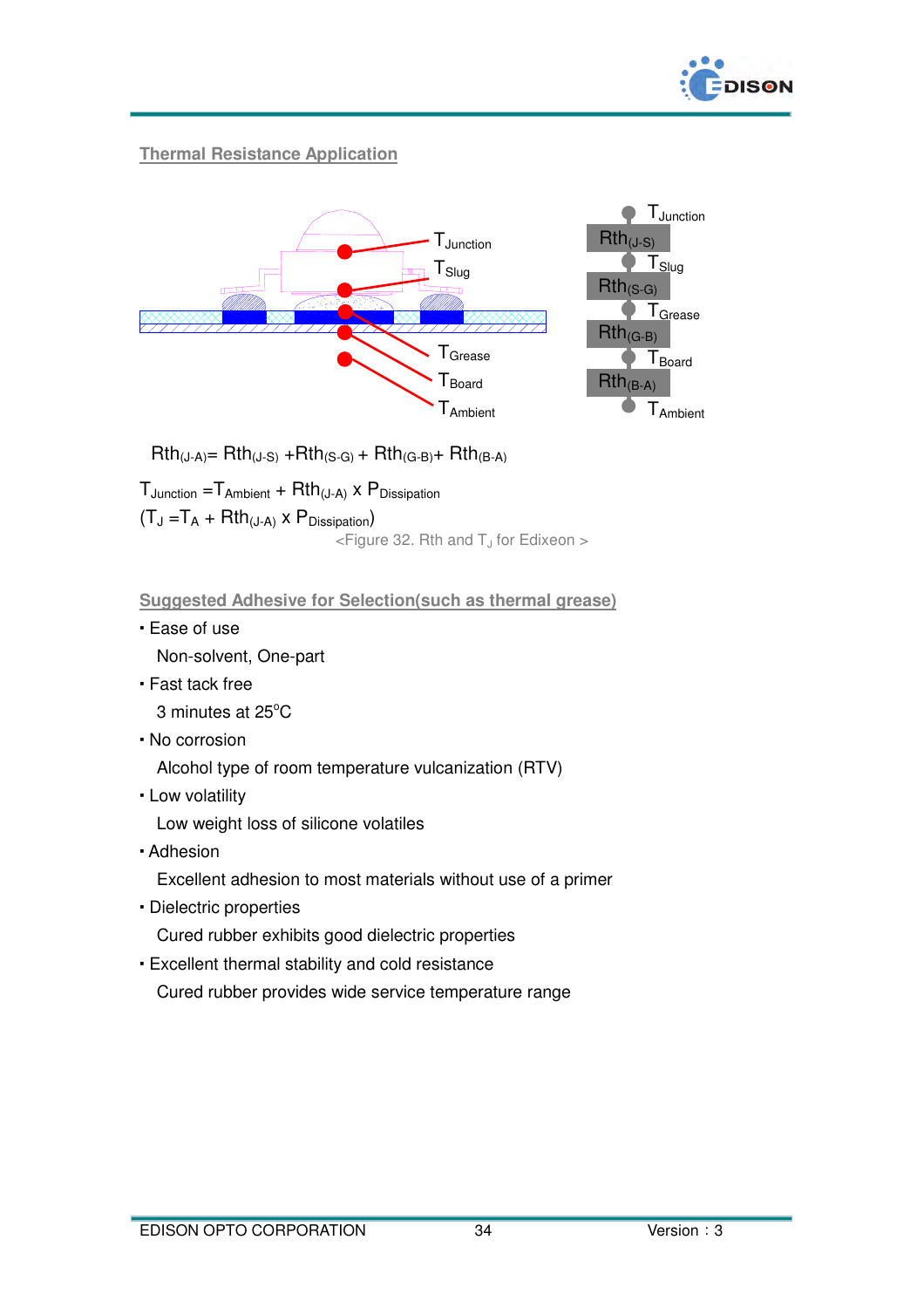## Thermal Resistance Application

$T_{Junction}$

$T_{Slug}$

$T_{Grease}$

$T_{Board}$

$T_{Ambient}$

$T_{Junction}$

$Rth_{(J-S)}$

$T_{Slug}$

$Rth_{(S-G)}$

$T_{Grease}$

$Rth_{(G-B)}$

$T_{Board}$

$Rth_{(B-A)}$

$T_{Ambient}$

$$Rth_{(J-A)} = Rth_{(J-S)} + Rth_{(S-G)} + Rth_{(G-B)} + Rth_{(B-A)}$$

$$T_{Junction} = T_{Ambient} + Rth_{(J-A)} \times P_{Dissipation}$$

$$(T_J = T_A + Rth_{(J-A)} \times P_{Dissipation})$$

<Figure 32. Rth and $T_J$ for Edixeon >

## Suggested Adhesive for Selection(such as thermal grease)

- Ease of use
  
  Non-solvent, One-part
- Fast tack free
  
  3 minutes at 25°C
- No corrosion
  
  Alcohol type of room temperature vulcanization (RTV)
- Low volatility
  
  Low weight loss of silicone volatiles
- Adhesion
  
  Excellent adhesion to most materials without use of a primer
- Dielectric properties
  
  Cured rubber exhibits good dielectric properties
- Excellent thermal stability and cold resistance
  
  Cured rubber provides wide service temperature range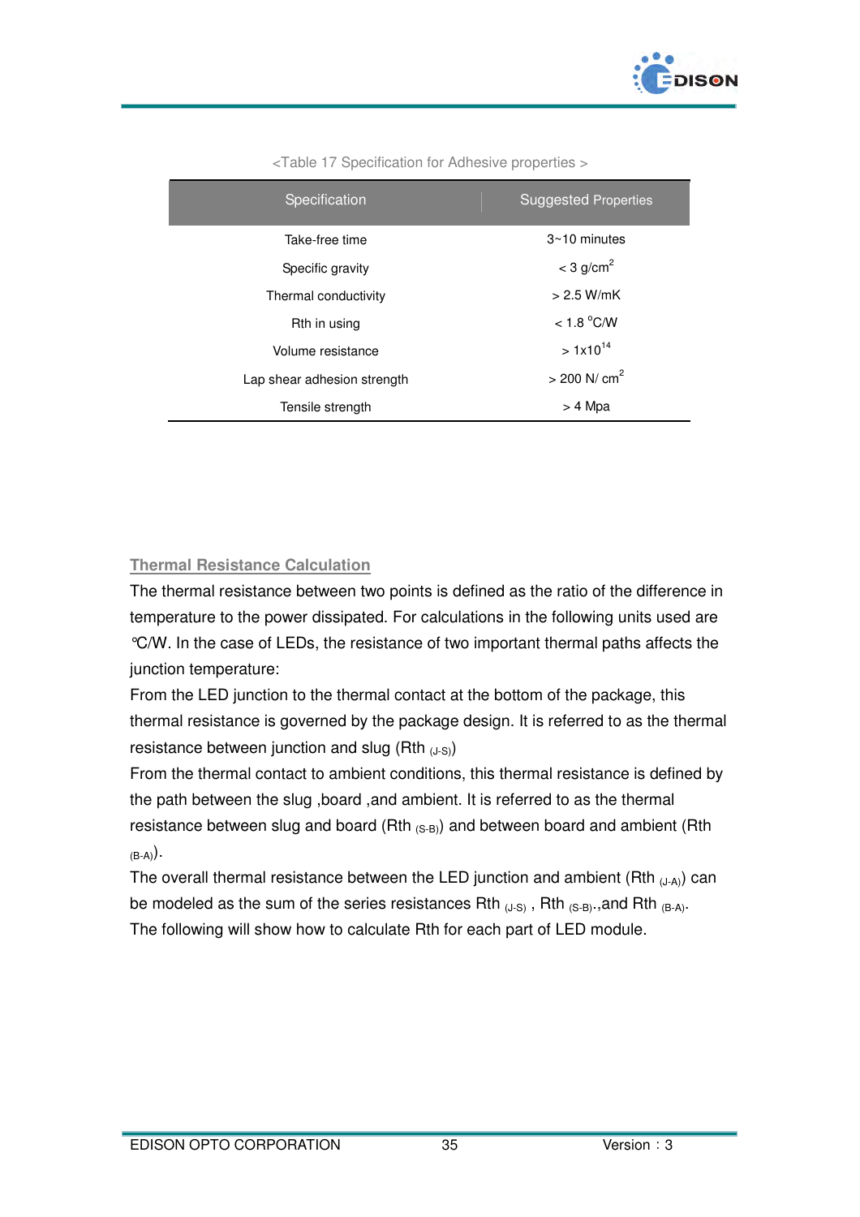<Table 17 Specification for Adhesive properties >

| Specification | Suggested Properties |
| --- | --- |
| Take-free time | 3~10 minutes |
| Specific gravity | < 3 $g/cm^2$ |
| Thermal conductivity | > 2.5 W/mK |
| Rth in using | < 1.8 °C/W |
| Volume resistance | > $1x10^{14}$ |
| Lap shear adhesion strength | > 200 N/ $cm^2$ |
| Tensile strength | > 4 Mpa |

## Thermal Resistance Calculation

The thermal resistance between two points is defined as the ratio of the difference in temperature to the power dissipated. For calculations in the following units used are ℃/W. In the case of LEDs, the resistance of two important thermal paths affects the junction temperature:

From the LED junction to the thermal contact at the bottom of the package, this thermal resistance is governed by the package design. It is referred to as the thermal resistance between junction and slug ($Rth_{(J-S)}$)

From the thermal contact to ambient conditions, this thermal resistance is defined by the path between the slug ,board ,and ambient. It is referred to as the thermal resistance between slug and board ($Rth_{(S-B)}$) and between board and ambient ($Rth_{(B-A)}$).

The overall thermal resistance between the LED junction and ambient ($Rth_{(J-A)}$) can be modeled as the sum of the series resistances $Rth_{(J-S)}$ , $Rth_{(S-B)}$.,and $Rth_{(B-A)}$.

The following will show how to calculate Rth for each part of LED module.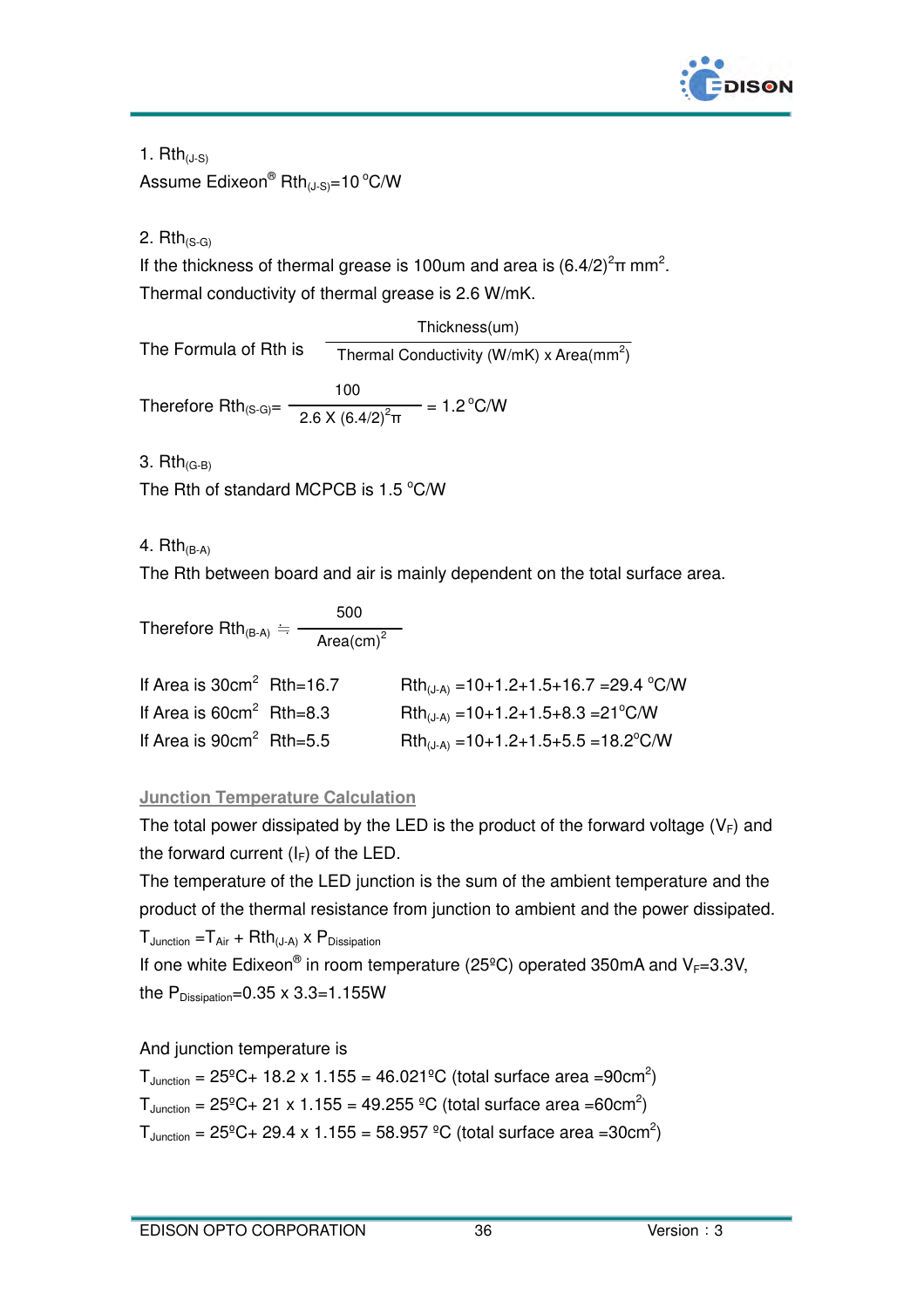1. $Rth_{(J-S)}$

Assume Edixeon® $Rth_{(J-S)}$=10 °C/W

2. $Rth_{(S-G)}$

If the thickness of thermal grease is 100um and area is $(6.4/2)^2\pi$ $mm^2$.

Thermal conductivity of thermal grease is 2.6 W/mK.

The Formula of Rth is $\dfrac{\text{Thickness(um)}}{\text{Thermal Conductivity (W/mK) x Area(mm}^2\text{)}}$

Therefore $Rth_{(S-G)} = \dfrac{100}{2.6 \times (6.4/2)^2\pi} = 1.2\,°C/W$

3. $Rth_{(G-B)}$

The Rth of standard MCPCB is 1.5 °C/W

4. $Rth_{(B-A)}$

The Rth between board and air is mainly dependent on the total surface area.

Therefore $Rth_{(B-A)} \fallingdotseq \dfrac{500}{\text{Area(cm)}^2}$

If Area is $30cm^2$ Rth=16.7 — $Rth_{(J-A)}$ =10+1.2+1.5+16.7 =29.4 °C/W

If Area is $60cm^2$ Rth=8.3 — $Rth_{(J-A)}$ =10+1.2+1.5+8.3 =21°C/W

If Area is $90cm^2$ Rth=5.5 — $Rth_{(J-A)}$ =10+1.2+1.5+5.5 =18.2°C/W

## Junction Temperature Calculation

The total power dissipated by the LED is the product of the forward voltage ($V_F$) and the forward current ($I_F$) of the LED.

The temperature of the LED junction is the sum of the ambient temperature and the product of the thermal resistance from junction to ambient and the power dissipated.

$T_{Junction} = T_{Air} + Rth_{(J-A)} \times P_{Dissipation}$

If one white Edixeon® in room temperature (25ºC) operated 350mA and $V_F$=3.3V, the $P_{Dissipation}$=0.35 x 3.3=1.155W

And junction temperature is

$T_{Junction}$ = 25ºC+ 18.2 x 1.155 = 46.021ºC (total surface area =$90cm^2$)

$T_{Junction}$ = 25ºC+ 21 x 1.155 = 49.255 ºC (total surface area =$60cm^2$)

$T_{Junction}$ = 25ºC+ 29.4 x 1.155 = 58.957 ºC (total surface area =$30cm^2$)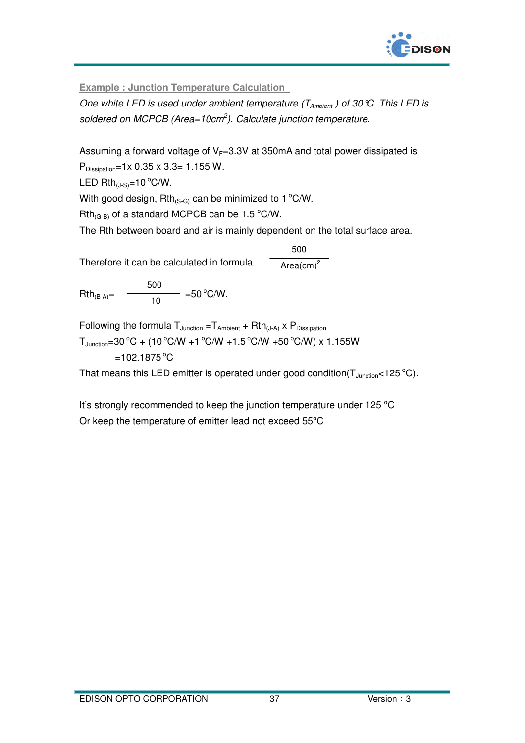## Example : Junction Temperature Calculation

*One white LED is used under ambient temperature ($T_{Ambient}$) of 30℃. This LED is soldered on MCPCB (Area=10cm$^2$). Calculate junction temperature.*

Assuming a forward voltage of $V_F$=3.3V at 350mA and total power dissipated is $P_{Dissipation}$=1x 0.35 x 3.3= 1.155 W.

LED $Rth_{(J-S)}$=10 °C/W.

With good design, $Rth_{(S-G)}$ can be minimized to 1 °C/W.

$Rth_{(G-B)}$ of a standard MCPCB can be 1.5 °C/W.

The Rth between board and air is mainly dependent on the total surface area.

Therefore it can be calculated in formula $\frac{500}{Area(cm)^2}$

$$Rth_{(B-A)} = \frac{500}{10} = 50\,^{\circ}C/W.$$

Following the formula $T_{Junction} = T_{Ambient} + Rth_{(J-A)} \times P_{Dissipation}$

$T_{Junction}$=30 °C + (10 °C/W +1 °C/W +1.5 °C/W +50 °C/W) x 1.155W

=102.1875 °C

That means this LED emitter is operated under good condition($T_{Junction}$<125 °C).

It's strongly recommended to keep the junction temperature under 125 ºC

Or keep the temperature of emitter lead not exceed 55ºC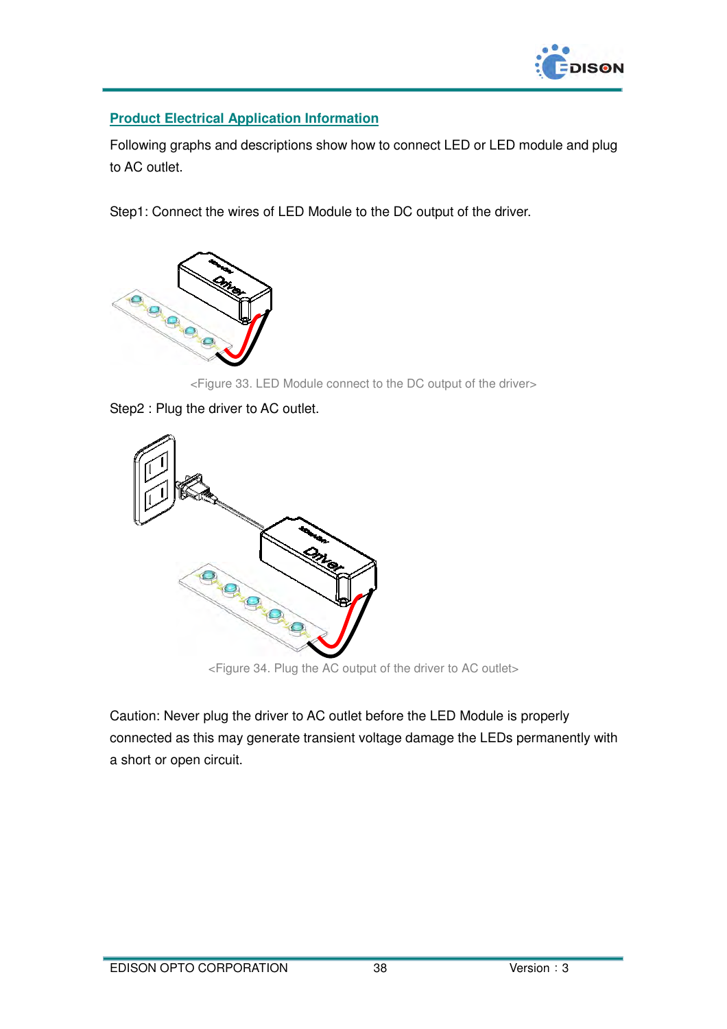## Product Electrical Application Information

Following graphs and descriptions show how to connect LED or LED module and plug to AC outlet.

Step1: Connect the wires of LED Module to the DC output of the driver.

<Figure 33. LED Module connect to the DC output of the driver>

Step2 : Plug the driver to AC outlet.

<Figure 34. Plug the AC output of the driver to AC outlet>

Caution: Never plug the driver to AC outlet before the LED Module is properly connected as this may generate transient voltage damage the LEDs permanently with a short or open circuit.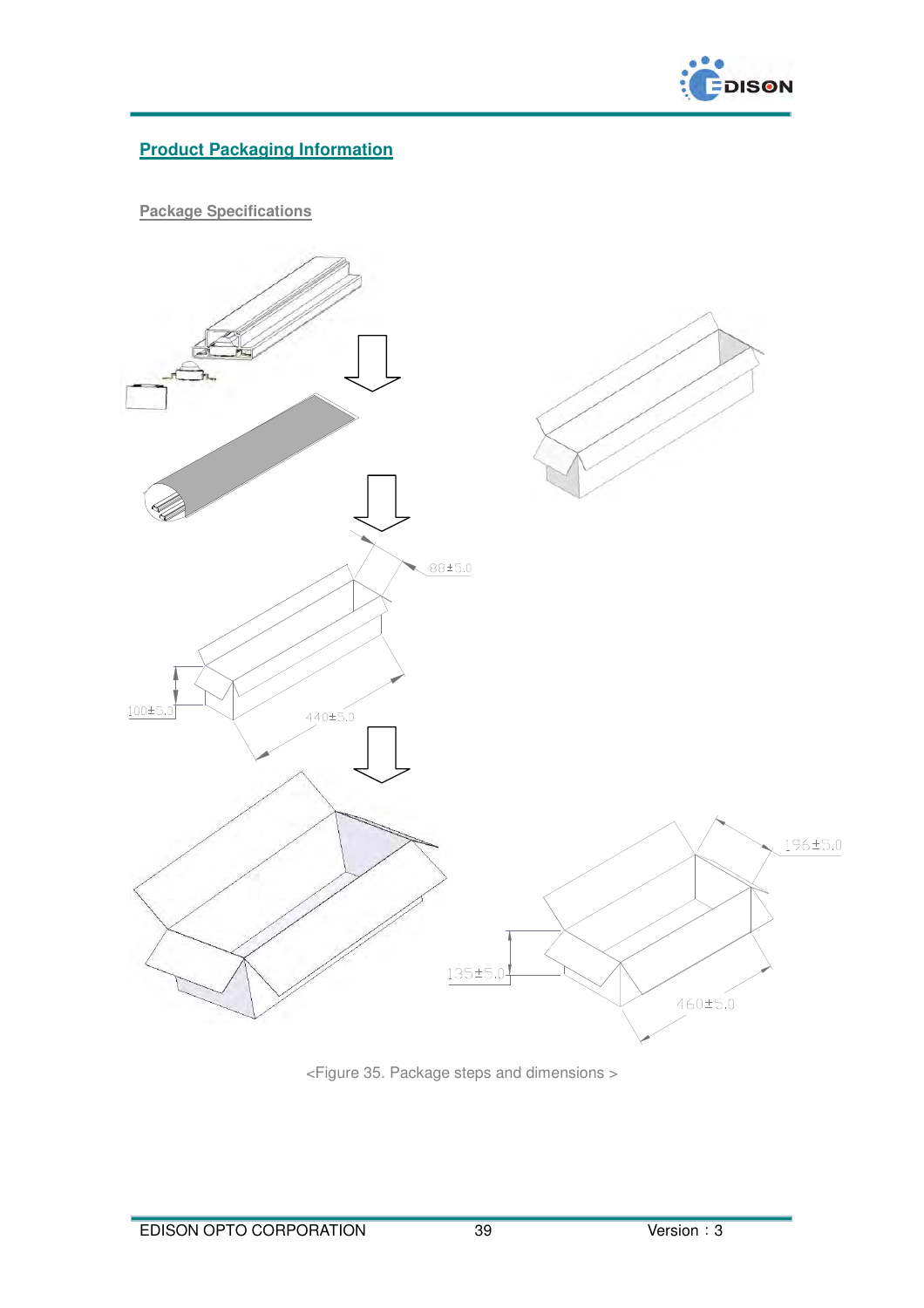## Product Packaging Information

### Package Specifications

88±5.0

100±5.0

440±5.0

196±5.0

135±5.0

460±5.0

<Figure 35. Package steps and dimensions >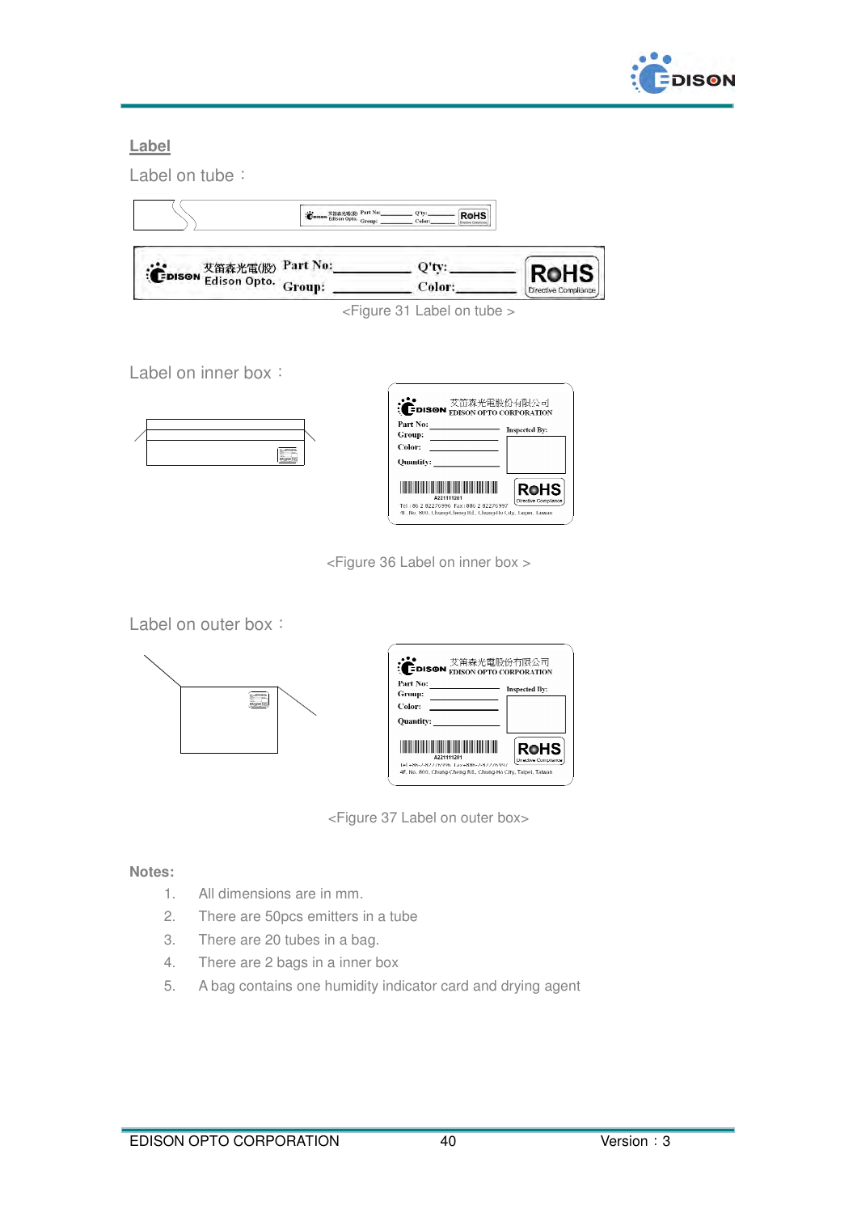## Label

Label on tube：

艾笛森光電(股) Edison Opto. Part No: Group: Q'ty: Color: RoHS Directive Compliance

<Figure 31 Label on tube >

Label on inner box：

艾笛森光電股份有限公司 EDISON OPTO CORPORATION

Part No: Group: Color: Quantity: Inspected By:

A221111201

RoHS Directive Compliance

Tel：86 2 82276996 Fax：886 2 82276997

4F, No. 800, Chung-Cheng Rd., Chung-Ho City, Taipei, Taiwan

<Figure 36 Label on inner box >

Label on outer box：

艾笛森光電股份有限公司 EDISON OPTO CORPORATION

Part No: Group: Color: Quantity: Inspected By:

A221111201

RoHS Directive Compliance

4F, No. 800, Chung-Cheng Rd., Chung-Ho City, Taipei, Taiwan

<Figure 37 Label on outer box>

**Notes:**

1. All dimensions are in mm.
2. There are 50pcs emitters in a tube
3. There are 20 tubes in a bag.
4. There are 2 bags in a inner box
5. A bag contains one humidity indicator card and drying agent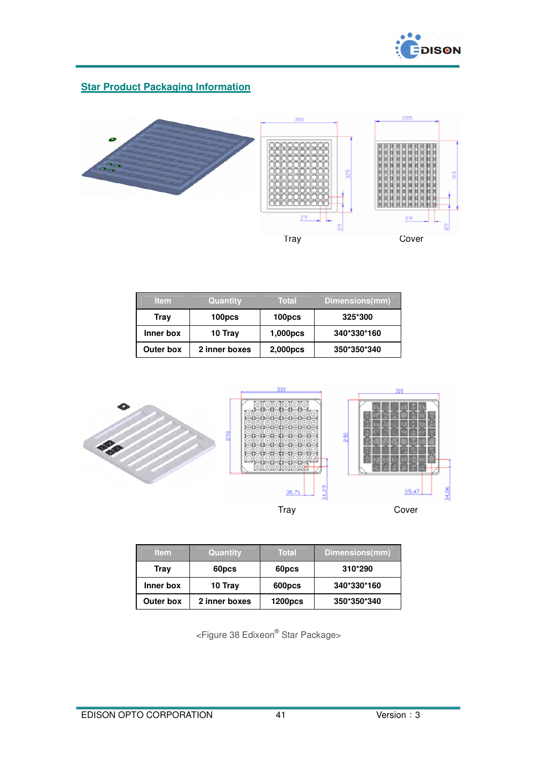## Star Product Packaging Information

Tray Cover

| Item | Quantity | Total | Dimensions(mm) |
|---|---|---|---|
| Tray | 100pcs | 100pcs | 325*300 |
| Inner box | 10 Tray | 1,000pcs | 340*330*160 |
| Outer box | 2 inner boxes | 2,000pcs | 350*350*340 |

Tray Cover

| Item | Quantity | Total | Dimensions(mm) |
|---|---|---|---|
| Tray | 60pcs | 60pcs | 310*290 |
| Inner box | 10 Tray | 600pcs | 340*330*160 |
| Outer box | 2 inner boxes | 1200pcs | 350*350*340 |

<Figure 38 Edixeon® Star Package>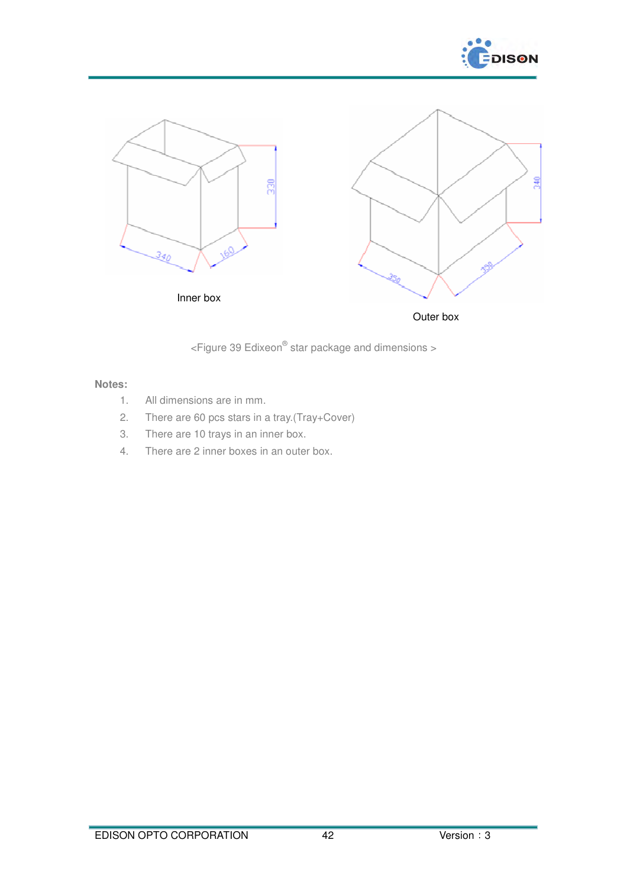340

160

330

Inner box

350

350

340

Outer box

<Figure 39 Edixeon® star package and dimensions >

**Notes:**

1. All dimensions are in mm.
2. There are 60 pcs stars in a tray.(Tray+Cover)
3. There are 10 trays in an inner box.
4. There are 2 inner boxes in an outer box.